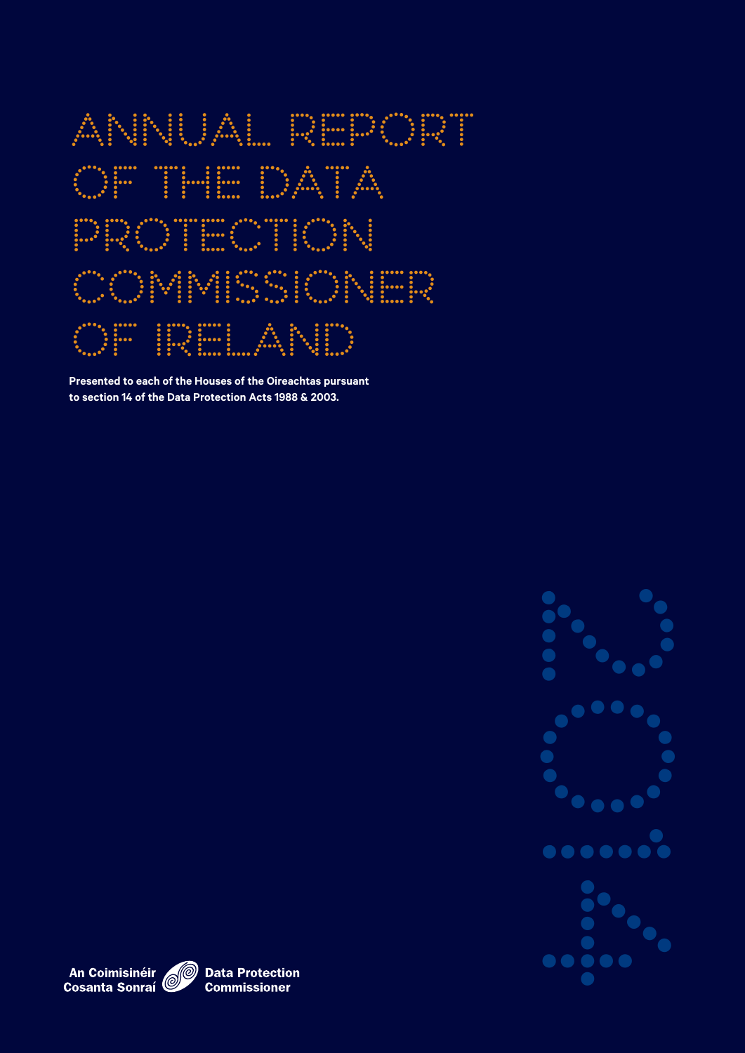# ANNUAL REPORT OF THE DATA PROTECTION COMMISSIONER OF IRELAND

**Presented to each of the Houses of the Oireachtas pursuant to section 14 of the Data Protection Acts 1988 & 2003.**

2014

**An Coimisinéir Cosanta Sonraí**

**Data Protection Commissioner**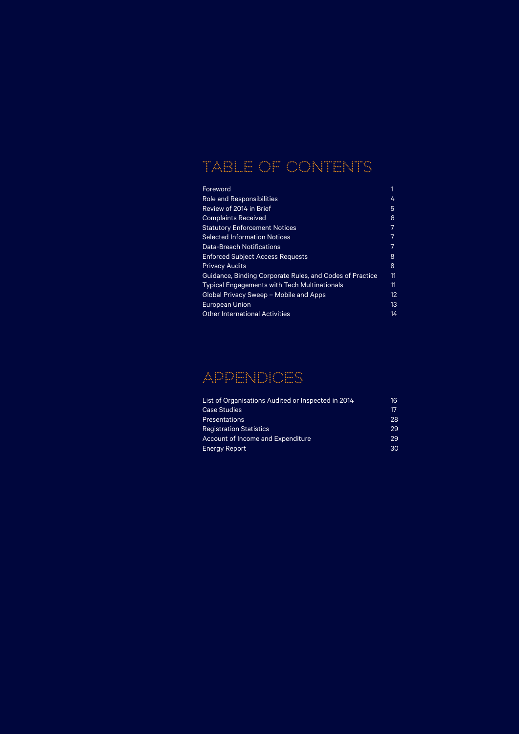# TABLE OF CONTENTS

| | |
|---|---|
| Foreword | 1 |
| Role and Responsibilities | 4 |
| Review of 2014 in Brief | 5 |
| Complaints Received | 6 |
| Statutory Enforcement Notices | 7 |
| Selected Information Notices | 7 |
| Data-Breach Notifications | 7 |
| Enforced Subject Access Requests | 8 |
| Privacy Audits | 8 |
| Guidance, Binding Corporate Rules, and Codes of Practice | 11 |
| Typical Engagements with Tech Multinationals | 11 |
| Global Privacy Sweep – Mobile and Apps | 12 |
| European Union | 13 |
| Other International Activities | 14 |

# APPENDICES

| | |
|---|---|
| List of Organisations Audited or Inspected in 2014 | 16 |
| Case Studies | 17 |
| Presentations | 28 |
| Registration Statistics | 29 |
| Account of Income and Expenditure | 29 |
| Energy Report | 30 |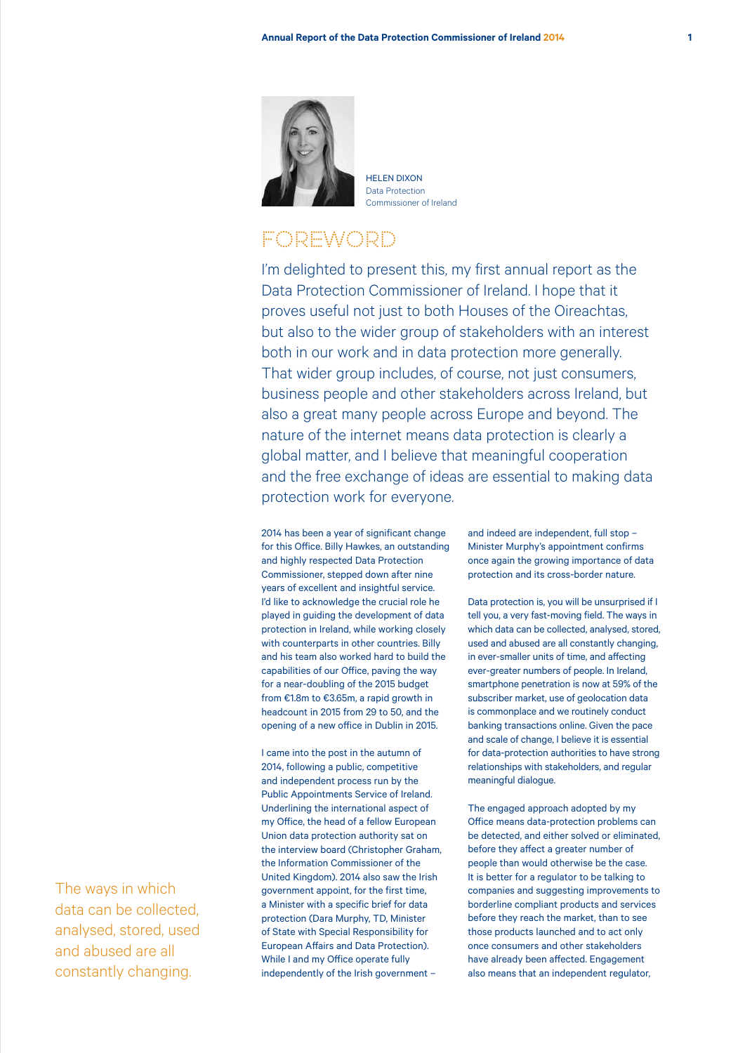HELEN DIXON
Data Protection Commissioner of Ireland

# FOREWORD

I'm delighted to present this, my first annual report as the Data Protection Commissioner of Ireland. I hope that it proves useful not just to both Houses of the Oireachtas, but also to the wider group of stakeholders with an interest both in our work and in data protection more generally. That wider group includes, of course, not just consumers, business people and other stakeholders across Ireland, but also a great many people across Europe and beyond. The nature of the internet means data protection is clearly a global matter, and I believe that meaningful cooperation and the free exchange of ideas are essential to making data protection work for everyone.

2014 has been a year of significant change for this Office. Billy Hawkes, an outstanding and highly respected Data Protection Commissioner, stepped down after nine years of excellent and insightful service. I'd like to acknowledge the crucial role he played in guiding the development of data protection in Ireland, while working closely with counterparts in other countries. Billy and his team also worked hard to build the capabilities of our Office, paving the way for a near-doubling of the 2015 budget from €1.8m to €3.65m, a rapid growth in headcount in 2015 from 29 to 50, and the opening of a new office in Dublin in 2015.

I came into the post in the autumn of 2014, following a public, competitive and independent process run by the Public Appointments Service of Ireland. Underlining the international aspect of my Office, the head of a fellow European Union data protection authority sat on the interview board (Christopher Graham, the Information Commissioner of the United Kingdom). 2014 also saw the Irish government appoint, for the first time, a Minister with a specific brief for data protection (Dara Murphy, TD, Minister of State with Special Responsibility for European Affairs and Data Protection). While I and my Office operate fully independently of the Irish government – and indeed are independent, full stop – Minister Murphy's appointment confirms once again the growing importance of data protection and its cross-border nature.

Data protection is, you will be unsurprised if I tell you, a very fast-moving field. The ways in which data can be collected, analysed, stored, used and abused are all constantly changing, in ever-smaller units of time, and affecting ever-greater numbers of people. In Ireland, smartphone penetration is now at 59% of the subscriber market, use of geolocation data is commonplace and we routinely conduct banking transactions online. Given the pace and scale of change, I believe it is essential for data-protection authorities to have strong relationships with stakeholders, and regular meaningful dialogue.

The engaged approach adopted by my Office means data-protection problems can be detected, and either solved or eliminated, before they affect a greater number of people than would otherwise be the case. It is better for a regulator to be talking to companies and suggesting improvements to borderline compliant products and services before they reach the market, than to see those products launched and to act only once consumers and other stakeholders have already been affected. Engagement also means that an independent regulator,

> The ways in which data can be collected, analysed, stored, used and abused are all constantly changing.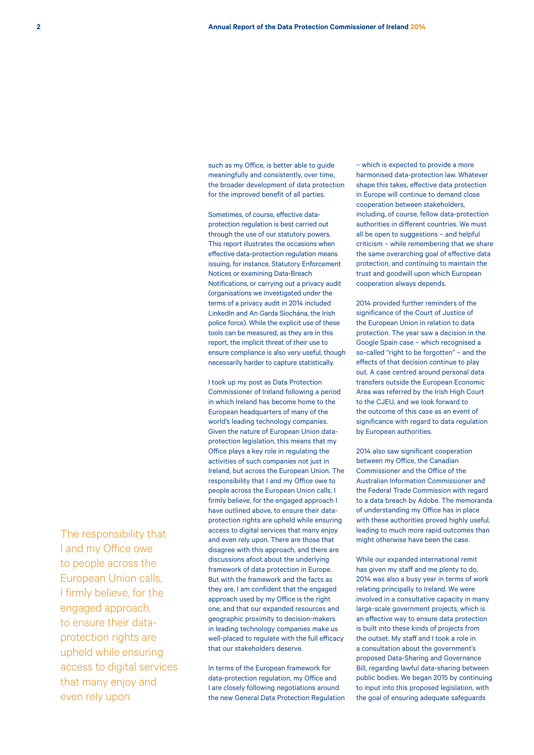such as my Office, is better able to guide meaningfully and consistently, over time, the broader development of data protection for the improved benefit of all parties.

Sometimes, of course, effective data-protection regulation is best carried out through the use of our statutory powers. This report illustrates the occasions when effective data-protection regulation means issuing, for instance, Statutory Enforcement Notices or examining Data-Breach Notifications, or carrying out a privacy audit (organisations we investigated under the terms of a privacy audit in 2014 included LinkedIn and An Garda Síochána, the Irish police force). While the explicit use of these tools can be measured, as they are in this report, the implicit threat of their use to ensure compliance is also very useful, though necessarily harder to capture statistically.

I took up my post as Data Protection Commissioner of Ireland following a period in which Ireland has become home to the European headquarters of many of the world's leading technology companies. Given the nature of European Union data-protection legislation, this means that my Office plays a key role in regulating the activities of such companies not just in Ireland, but across the European Union. The responsibility that I and my Office owe to people across the European Union calls, I firmly believe, for the engaged approach I have outlined above, to ensure their data-protection rights are upheld while ensuring access to digital services that many enjoy and even rely upon. There are those that disagree with this approach, and there are discussions afoot about the underlying framework of data protection in Europe. But with the framework and the facts as they are, I am confident that the engaged approach used by my Office is the right one, and that our expanded resources and geographic proximity to decision-makers in leading technology companies make us well-placed to regulate with the full efficacy that our stakeholders deserve.

> The responsibility that I and my Office owe to people across the European Union calls, I firmly believe, for the engaged approach, to ensure their data-protection rights are upheld while ensuring access to digital services that many enjoy and even rely upon.

In terms of the European framework for data-protection regulation, my Office and I are closely following negotiations around the new General Data Protection Regulation – which is expected to provide a more harmonised data-protection law. Whatever shape this takes, effective data protection in Europe will continue to demand close cooperation between stakeholders, including, of course, fellow data-protection authorities in different countries. We must all be open to suggestions – and helpful criticism – while remembering that we share the same overarching goal of effective data protection, and continuing to maintain the trust and goodwill upon which European cooperation always depends.

2014 provided further reminders of the significance of the Court of Justice of the European Union in relation to data protection. The year saw a decision in the Google Spain case – which recognised a so-called "right to be forgotten" – and the effects of that decision continue to play out. A case centred around personal data transfers outside the European Economic Area was referred by the Irish High Court to the CJEU, and we look forward to the outcome of this case as an event of significance with regard to data regulation by European authorities.

2014 also saw significant cooperation between my Office, the Canadian Commissioner and the Office of the Australian Information Commissioner and the Federal Trade Commission with regard to a data breach by Adobe. The memoranda of understanding my Office has in place with these authorities proved highly useful, leading to much more rapid outcomes than might otherwise have been the case.

While our expanded international remit has given my staff and me plenty to do, 2014 was also a busy year in terms of work relating principally to Ireland. We were involved in a consultative capacity in many large-scale government projects, which is an effective way to ensure data protection is built into these kinds of projects from the outset. My staff and I took a role in a consultation about the government's proposed Data-Sharing and Governance Bill, regarding lawful data-sharing between public bodies. We began 2015 by continuing to input into this proposed legislation, with the goal of ensuring adequate safeguards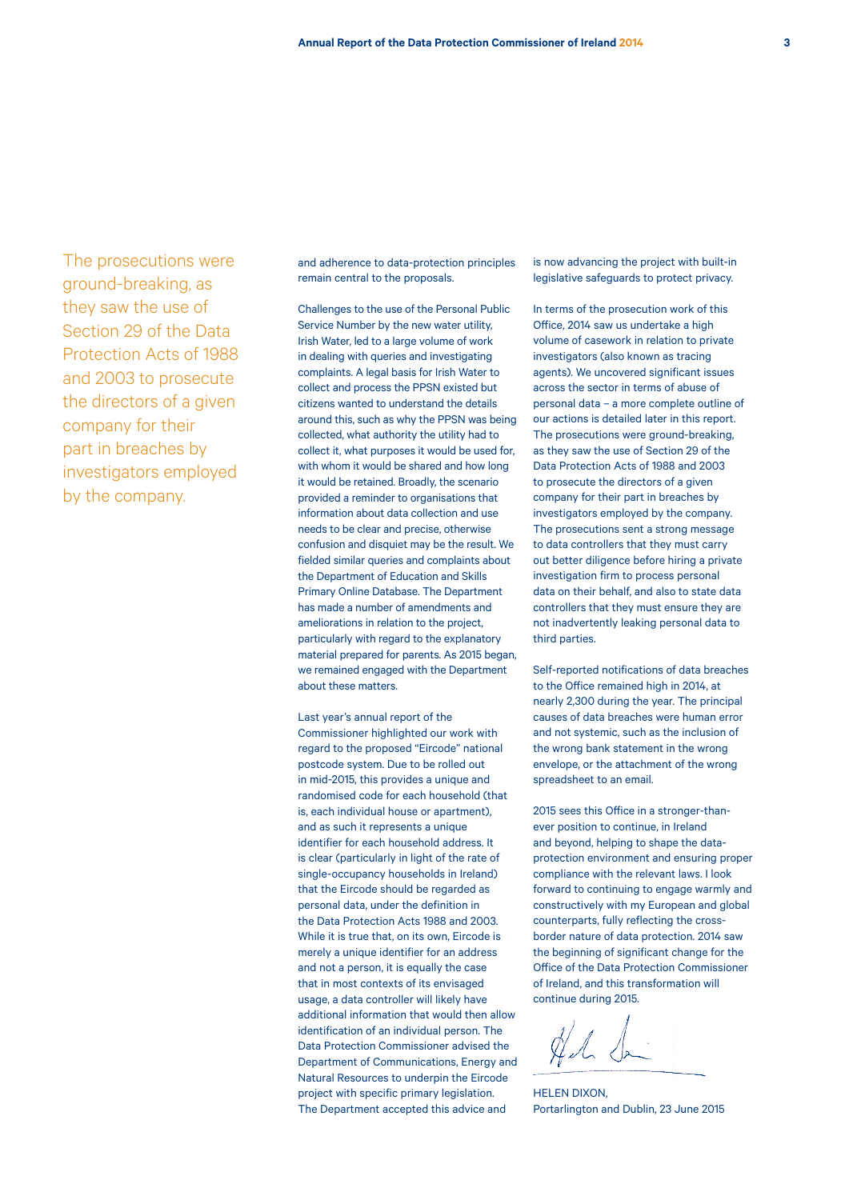> The prosecutions were ground-breaking, as they saw the use of Section 29 of the Data Protection Acts of 1988 and 2003 to prosecute the directors of a given company for their part in breaches by investigators employed by the company.

and adherence to data-protection principles remain central to the proposals.

Challenges to the use of the Personal Public Service Number by the new water utility, Irish Water, led to a large volume of work in dealing with queries and investigating complaints. A legal basis for Irish Water to collect and process the PPSN existed but citizens wanted to understand the details around this, such as why the PPSN was being collected, what authority the utility had to collect it, what purposes it would be used for, with whom it would be shared and how long it would be retained. Broadly, the scenario provided a reminder to organisations that information about data collection and use needs to be clear and precise, otherwise confusion and disquiet may be the result. We fielded similar queries and complaints about the Department of Education and Skills Primary Online Database. The Department has made a number of amendments and ameliorations in relation to the project, particularly with regard to the explanatory material prepared for parents. As 2015 began, we remained engaged with the Department about these matters.

Last year's annual report of the Commissioner highlighted our work with regard to the proposed "Eircode" national postcode system. Due to be rolled out in mid-2015, this provides a unique and randomised code for each household (that is, each individual house or apartment), and as such it represents a unique identifier for each household address. It is clear (particularly in light of the rate of single-occupancy households in Ireland) that the Eircode should be regarded as personal data, under the definition in the Data Protection Acts 1988 and 2003. While it is true that, on its own, Eircode is merely a unique identifier for an address and not a person, it is equally the case that in most contexts of its envisaged usage, a data controller will likely have additional information that would then allow identification of an individual person. The Data Protection Commissioner advised the Department of Communications, Energy and Natural Resources to underpin the Eircode project with specific primary legislation. The Department accepted this advice and is now advancing the project with built-in legislative safeguards to protect privacy.

In terms of the prosecution work of this Office, 2014 saw us undertake a high volume of casework in relation to private investigators (also known as tracing agents). We uncovered significant issues across the sector in terms of abuse of personal data – a more complete outline of our actions is detailed later in this report. The prosecutions were ground-breaking, as they saw the use of Section 29 of the Data Protection Acts of 1988 and 2003 to prosecute the directors of a given company for their part in breaches by investigators employed by the company. The prosecutions sent a strong message to data controllers that they must carry out better diligence before hiring a private investigation firm to process personal data on their behalf, and also to state data controllers that they must ensure they are not inadvertently leaking personal data to third parties.

Self-reported notifications of data breaches to the Office remained high in 2014, at nearly 2,300 during the year. The principal causes of data breaches were human error and not systemic, such as the inclusion of the wrong bank statement in the wrong envelope, or the attachment of the wrong spreadsheet to an email.

2015 sees this Office in a stronger-than-ever position to continue, in Ireland and beyond, helping to shape the data-protection environment and ensuring proper compliance with the relevant laws. I look forward to continuing to engage warmly and constructively with my European and global counterparts, fully reflecting the cross-border nature of data protection. 2014 saw the beginning of significant change for the Office of the Data Protection Commissioner of Ireland, and this transformation will continue during 2015.

HELEN DIXON,
Portarlington and Dublin, 23 June 2015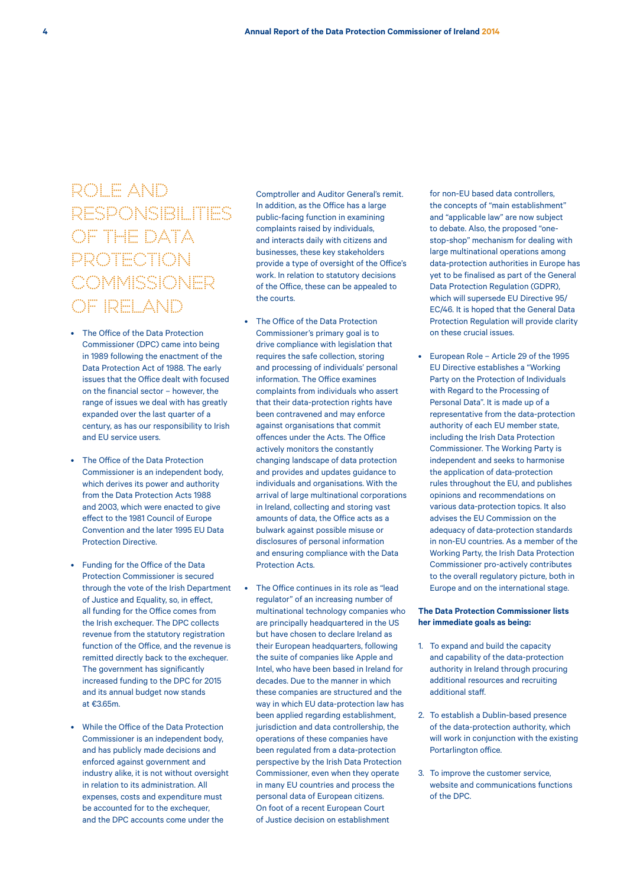# ROLE AND RESPONSIBILITIES OF THE DATA PROTECTION COMMISSIONER OF IRELAND

- The Office of the Data Protection Commissioner (DPC) came into being in 1989 following the enactment of the Data Protection Act of 1988. The early issues that the Office dealt with focused on the financial sector – however, the range of issues we deal with has greatly expanded over the last quarter of a century, as has our responsibility to Irish and EU service users.

- The Office of the Data Protection Commissioner is an independent body, which derives its power and authority from the Data Protection Acts 1988 and 2003, which were enacted to give effect to the 1981 Council of Europe Convention and the later 1995 EU Data Protection Directive.

- Funding for the Office of the Data Protection Commissioner is secured through the vote of the Irish Department of Justice and Equality, so, in effect, all funding for the Office comes from the Irish exchequer. The DPC collects revenue from the statutory registration function of the Office, and the revenue is remitted directly back to the exchequer. The government has significantly increased funding to the DPC for 2015 and its annual budget now stands at €3.65m.

- While the Office of the Data Protection Commissioner is an independent body, and has publicly made decisions and enforced against government and industry alike, it is not without oversight in relation to its administration. All expenses, costs and expenditure must be accounted for to the exchequer, and the DPC accounts come under the Comptroller and Auditor General's remit. In addition, as the Office has a large public-facing function in examining complaints raised by individuals, and interacts daily with citizens and businesses, these key stakeholders provide a type of oversight of the Office's work. In relation to statutory decisions of the Office, these can be appealed to the courts.

- The Office of the Data Protection Commissioner's primary goal is to drive compliance with legislation that requires the safe collection, storing and processing of individuals' personal information. The Office examines complaints from individuals who assert that their data-protection rights have been contravened and may enforce against organisations that commit offences under the Acts. The Office actively monitors the constantly changing landscape of data protection and provides and updates guidance to individuals and organisations. With the arrival of large multinational corporations in Ireland, collecting and storing vast amounts of data, the Office acts as a bulwark against possible misuse or disclosures of personal information and ensuring compliance with the Data Protection Acts.

- The Office continues in its role as "lead regulator" of an increasing number of multinational technology companies who are principally headquartered in the US but have chosen to declare Ireland as their European headquarters, following the suite of companies like Apple and Intel, who have been based in Ireland for decades. Due to the manner in which these companies are structured and the way in which EU data-protection law has been applied regarding establishment, jurisdiction and data controllership, the operations of these companies have been regulated from a data-protection perspective by the Irish Data Protection Commissioner, even when they operate in many EU countries and process the personal data of European citizens. On foot of a recent European Court of Justice decision on establishment for non-EU based data controllers, the concepts of "main establishment" and "applicable law" are now subject to debate. Also, the proposed "one-stop-shop" mechanism for dealing with large multinational operations among data-protection authorities in Europe has yet to be finalised as part of the General Data Protection Regulation (GDPR), which will supersede EU Directive 95/EC/46. It is hoped that the General Data Protection Regulation will provide clarity on these crucial issues.

- European Role – Article 29 of the 1995 EU Directive establishes a "Working Party on the Protection of Individuals with Regard to the Processing of Personal Data". It is made up of a representative from the data-protection authority of each EU member state, including the Irish Data Protection Commissioner. The Working Party is independent and seeks to harmonise the application of data-protection rules throughout the EU, and publishes opinions and recommendations on various data-protection topics. It also advises the EU Commission on the adequacy of data-protection standards in non-EU countries. As a member of the Working Party, the Irish Data Protection Commissioner pro-actively contributes to the overall regulatory picture, both in Europe and on the international stage.

**The Data Protection Commissioner lists her immediate goals as being:**

1. To expand and build the capacity and capability of the data-protection authority in Ireland through procuring additional resources and recruiting additional staff.

2. To establish a Dublin-based presence of the data-protection authority, which will work in conjunction with the existing Portarlington office.

3. To improve the customer service, website and communications functions of the DPC.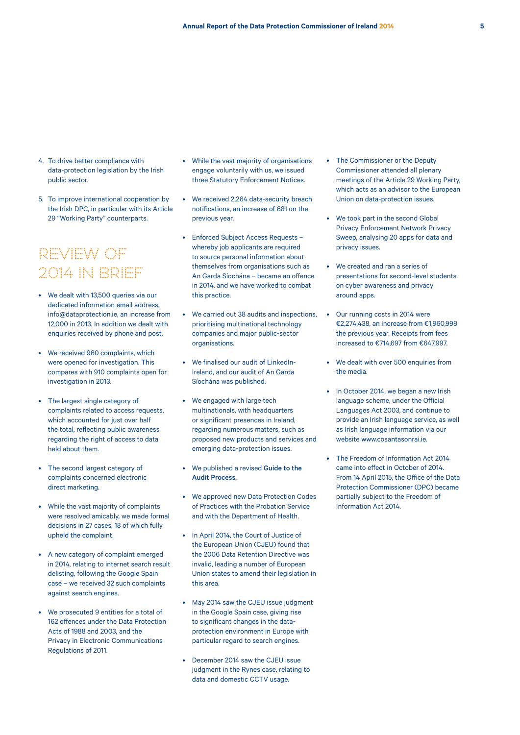4. To drive better compliance with data-protection legislation by the Irish public sector.

5. To improve international cooperation by the Irish DPC, in particular with its Article 29 "Working Party" counterparts.

## REVIEW OF 2014 IN BRIEF

- We dealt with 13,500 queries via our dedicated information email address, info@dataprotection.ie, an increase from 12,000 in 2013. In addition we dealt with enquiries received by phone and post.

- We received 960 complaints, which were opened for investigation. This compares with 910 complaints open for investigation in 2013.

- The largest single category of complaints related to access requests, which accounted for just over half the total, reflecting public awareness regarding the right of access to data held about them.

- The second largest category of complaints concerned electronic direct marketing.

- While the vast majority of complaints were resolved amicably, we made formal decisions in 27 cases, 18 of which fully upheld the complaint.

- A new category of complaint emerged in 2014, relating to internet search result delisting, following the Google Spain case – we received 32 such complaints against search engines.

- We prosecuted 9 entities for a total of 162 offences under the Data Protection Acts of 1988 and 2003, and the Privacy in Electronic Communications Regulations of 2011.

- While the vast majority of organisations engage voluntarily with us, we issued three Statutory Enforcement Notices.

- We received 2,264 data-security breach notifications, an increase of 681 on the previous year.

- Enforced Subject Access Requests – whereby job applicants are required to source personal information about themselves from organisations such as An Garda Síochána – became an offence in 2014, and we have worked to combat this practice.

- We carried out 38 audits and inspections, prioritising multinational technology companies and major public-sector organisations.

- We finalised our audit of LinkedIn-Ireland, and our audit of An Garda Síochána was published.

- We engaged with large tech multinationals, with headquarters or significant presences in Ireland, regarding numerous matters, such as proposed new products and services and emerging data-protection issues.

- We published a revised **Guide to the Audit Process**.

- We approved new Data Protection Codes of Practices with the Probation Service and with the Department of Health.

- In April 2014, the Court of Justice of the European Union (CJEU) found that the 2006 Data Retention Directive was invalid, leading a number of European Union states to amend their legislation in this area.

- May 2014 saw the CJEU issue judgment in the Google Spain case, giving rise to significant changes in the data-protection environment in Europe with particular regard to search engines.

- December 2014 saw the CJEU issue judgment in the Rynes case, relating to data and domestic CCTV usage.

- The Commissioner or the Deputy Commissioner attended all plenary meetings of the Article 29 Working Party, which acts as an advisor to the European Union on data-protection issues.

- We took part in the second Global Privacy Enforcement Network Privacy Sweep, analysing 20 apps for data and privacy issues.

- We created and ran a series of presentations for second-level students on cyber awareness and privacy around apps.

- Our running costs in 2014 were €2,274,438, an increase from €1,960,999 the previous year. Receipts from fees increased to €714,697 from €647,997.

- We dealt with over 500 enquiries from the media.

- In October 2014, we began a new Irish language scheme, under the Official Languages Act 2003, and continue to provide an Irish language service, as well as Irish language information via our website www.cosantasonrai.ie.

- The Freedom of Information Act 2014 came into effect in October of 2014. From 14 April 2015, the Office of the Data Protection Commissioner (DPC) became partially subject to the Freedom of Information Act 2014.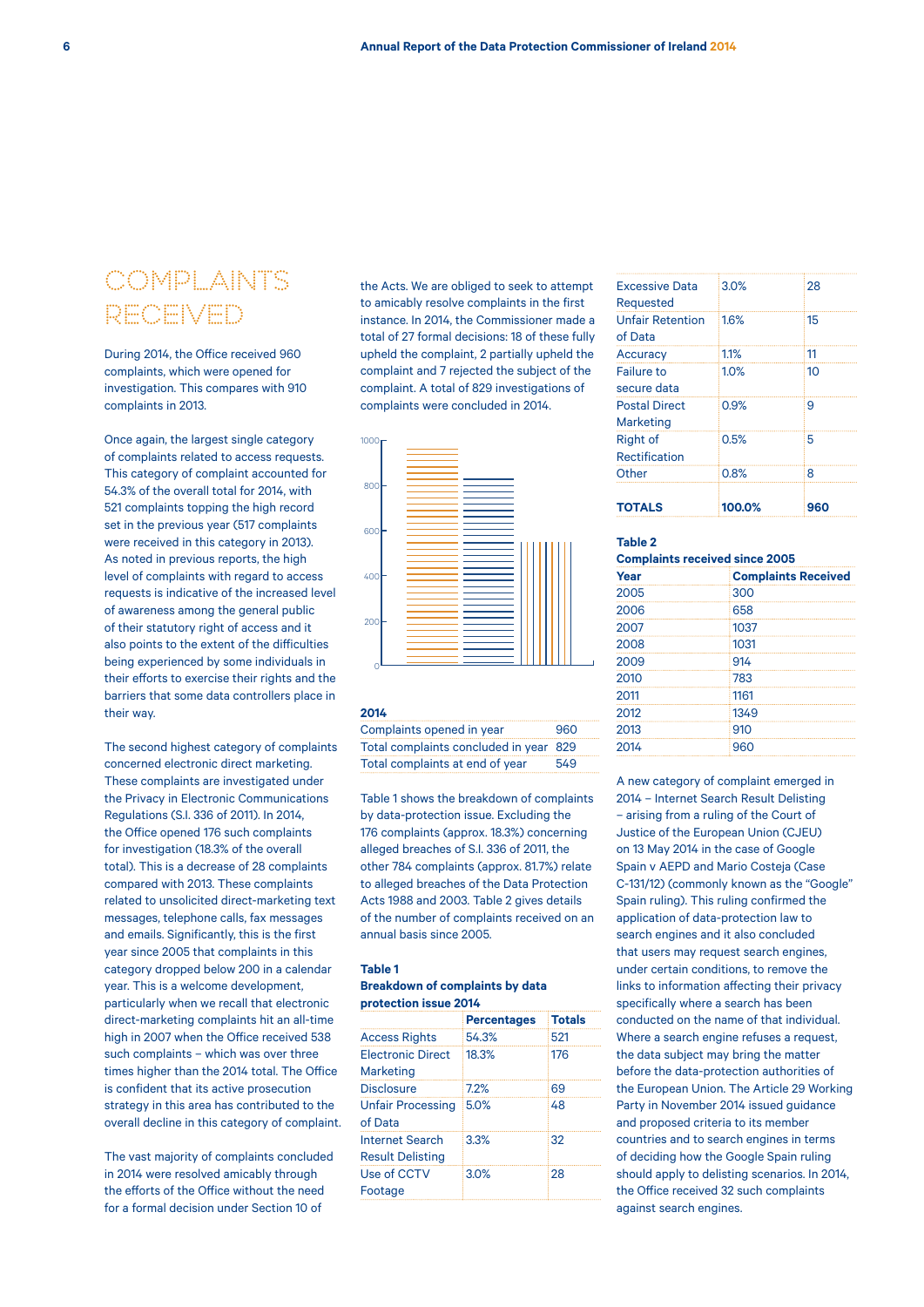# COMPLAINTS RECEIVED

During 2014, the Office received 960 complaints, which were opened for investigation. This compares with 910 complaints in 2013.

Once again, the largest single category of complaints related to access requests. This category of complaint accounted for 54.3% of the overall total for 2014, with 521 complaints topping the high record set in the previous year (517 complaints were received in this category in 2013). As noted in previous reports, the high level of complaints with regard to access requests is indicative of the increased level of awareness among the general public of their statutory right of access and it also points to the extent of the difficulties being experienced by some individuals in their efforts to exercise their rights and the barriers that some data controllers place in their way.

The second highest category of complaints concerned electronic direct marketing. These complaints are investigated under the Privacy in Electronic Communications Regulations (S.I. 336 of 2011). In 2014, the Office opened 176 such complaints for investigation (18.3% of the overall total). This is a decrease of 28 complaints compared with 2013. These complaints related to unsolicited direct-marketing text messages, telephone calls, fax messages and emails. Significantly, this is the first year since 2005 that complaints in this category dropped below 200 in a calendar year. This is a welcome development, particularly when we recall that electronic direct-marketing complaints hit an all-time high in 2007 when the Office received 538 such complaints – which was over three times higher than the 2014 total. The Office is confident that its active prosecution strategy in this area has contributed to the overall decline in this category of complaint.

The vast majority of complaints concluded in 2014 were resolved amicably through the efforts of the Office without the need for a formal decision under Section 10 of the Acts. We are obliged to seek to attempt to amicably resolve complaints in the first instance. In 2014, the Commissioner made a total of 27 formal decisions: 18 of these fully upheld the complaint, 2 partially upheld the complaint and 7 rejected the subject of the complaint. A total of 829 investigations of complaints were concluded in 2014.

**2014**

| | |
|---|---|
| Complaints opened in year | 960 |
| Total complaints concluded in year | 829 |
| Total complaints at end of year | 549 |

Table 1 shows the breakdown of complaints by data-protection issue. Excluding the 176 complaints (approx. 18.3%) concerning alleged breaches of S.I. 336 of 2011, the other 784 complaints (approx. 81.7%) relate to alleged breaches of the Data Protection Acts 1988 and 2003. Table 2 gives details of the number of complaints received on an annual basis since 2005.

**Table 1**
**Breakdown of complaints by data protection issue 2014**

| | Percentages | Totals |
|---|---|---|
| Access Rights | 54.3% | 521 |
| Electronic Direct Marketing | 18.3% | 176 |
| Disclosure | 7.2% | 69 |
| Unfair Processing of Data | 5.0% | 48 |
| Internet Search Result Delisting | 3.3% | 32 |
| Use of CCTV Footage | 3.0% | 28 |
| Excessive Data Requested | 3.0% | 28 |
| Unfair Retention of Data | 1.6% | 15 |
| Accuracy | 1.1% | 11 |
| Failure to secure data | 1.0% | 10 |
| Postal Direct Marketing | 0.9% | 9 |
| Right of Rectification | 0.5% | 5 |
| Other | 0.8% | 8 |
| **TOTALS** | **100.0%** | **960** |

**Table 2**
**Complaints received since 2005**

| Year | Complaints Received |
|---|---|
| 2005 | 300 |
| 2006 | 658 |
| 2007 | 1037 |
| 2008 | 1031 |
| 2009 | 914 |
| 2010 | 783 |
| 2011 | 1161 |
| 2012 | 1349 |
| 2013 | 910 |
| 2014 | 960 |

A new category of complaint emerged in 2014 – Internet Search Result Delisting – arising from a ruling of the Court of Justice of the European Union (CJEU) on 13 May 2014 in the case of Google Spain v AEPD and Mario Costeja (Case C-131/12) (commonly known as the "Google" Spain ruling). This ruling confirmed the application of data-protection law to search engines and it also concluded that users may request search engines, under certain conditions, to remove the links to information affecting their privacy specifically where a search has been conducted on the name of that individual. Where a search engine refuses a request, the data subject may bring the matter before the data-protection authorities of the European Union. The Article 29 Working Party in November 2014 issued guidance and proposed criteria to its member countries and to search engines in terms of deciding how the Google Spain ruling should apply to delisting scenarios. In 2014, the Office received 32 such complaints against search engines.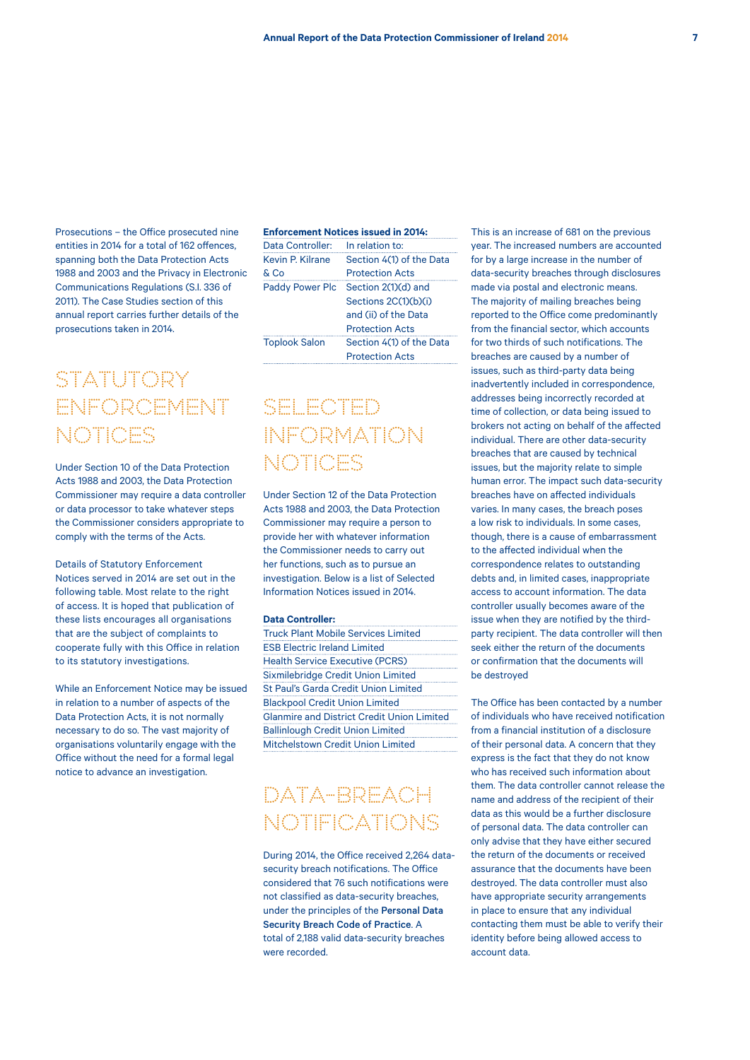Prosecutions – the Office prosecuted nine entities in 2014 for a total of 162 offences, spanning both the Data Protection Acts 1988 and 2003 and the Privacy in Electronic Communications Regulations (S.I. 336 of 2011). The Case Studies section of this annual report carries further details of the prosecutions taken in 2014.

## STATUTORY ENFORCEMENT NOTICES

Under Section 10 of the Data Protection Acts 1988 and 2003, the Data Protection Commissioner may require a data controller or data processor to take whatever steps the Commissioner considers appropriate to comply with the terms of the Acts.

Details of Statutory Enforcement Notices served in 2014 are set out in the following table. Most relate to the right of access. It is hoped that publication of these lists encourages all organisations that are the subject of complaints to cooperate fully with this Office in relation to its statutory investigations.

While an Enforcement Notice may be issued in relation to a number of aspects of the Data Protection Acts, it is not normally necessary to do so. The vast majority of organisations voluntarily engage with the Office without the need for a formal legal notice to advance an investigation.

**Enforcement Notices issued in 2014:**

| Data Controller: | In relation to: |
|---|---|
| Kevin P. Kilrane & Co | Section 4(1) of the Data Protection Acts |
| Paddy Power Plc | Section 2(1)(d) and Sections 2C(1)(b)(i) and (ii) of the Data Protection Acts |
| Toplook Salon | Section 4(1) of the Data Protection Acts |

## SELECTED INFORMATION NOTICES

Under Section 12 of the Data Protection Acts 1988 and 2003, the Data Protection Commissioner may require a person to provide her with whatever information the Commissioner needs to carry out her functions, such as to pursue an investigation. Below is a list of Selected Information Notices issued in 2014.

| Data Controller: |
|---|
| Truck Plant Mobile Services Limited |
| ESB Electric Ireland Limited |
| Health Service Executive (PCRS) |
| Sixmilebridge Credit Union Limited |
| St Paul's Garda Credit Union Limited |
| Blackpool Credit Union Limited |
| Glanmire and District Credit Union Limited |
| Ballinlough Credit Union Limited |
| Mitchelstown Credit Union Limited |

## DATA-BREACH NOTIFICATIONS

During 2014, the Office received 2,264 data-security breach notifications. The Office considered that 76 such notifications were not classified as data-security breaches, under the principles of the **Personal Data Security Breach Code of Practice**. A total of 2,188 valid data-security breaches were recorded.

This is an increase of 681 on the previous year. The increased numbers are accounted for by a large increase in the number of data-security breaches through disclosures made via postal and electronic means. The majority of mailing breaches being reported to the Office come predominantly from the financial sector, which accounts for two thirds of such notifications. The breaches are caused by a number of issues, such as third-party data being inadvertently included in correspondence, addresses being incorrectly recorded at time of collection, or data being issued to brokers not acting on behalf of the affected individual. There are other data-security breaches that are caused by technical issues, but the majority relate to simple human error. The impact such data-security breaches have on affected individuals varies. In many cases, the breach poses a low risk to individuals. In some cases, though, there is a cause of embarrassment to the affected individual when the correspondence relates to outstanding debts and, in limited cases, inappropriate access to account information. The data controller usually becomes aware of the issue when they are notified by the third-party recipient. The data controller will then seek either the return of the documents or confirmation that the documents will be destroyed

The Office has been contacted by a number of individuals who have received notification from a financial institution of a disclosure of their personal data. A concern that they express is the fact that they do not know who has received such information about them. The data controller cannot release the name and address of the recipient of their data as this would be a further disclosure of personal data. The data controller can only advise that they have either secured the return of the documents or received assurance that the documents have been destroyed. The data controller must also have appropriate security arrangements in place to ensure that any individual contacting them must be able to verify their identity before being allowed access to account data.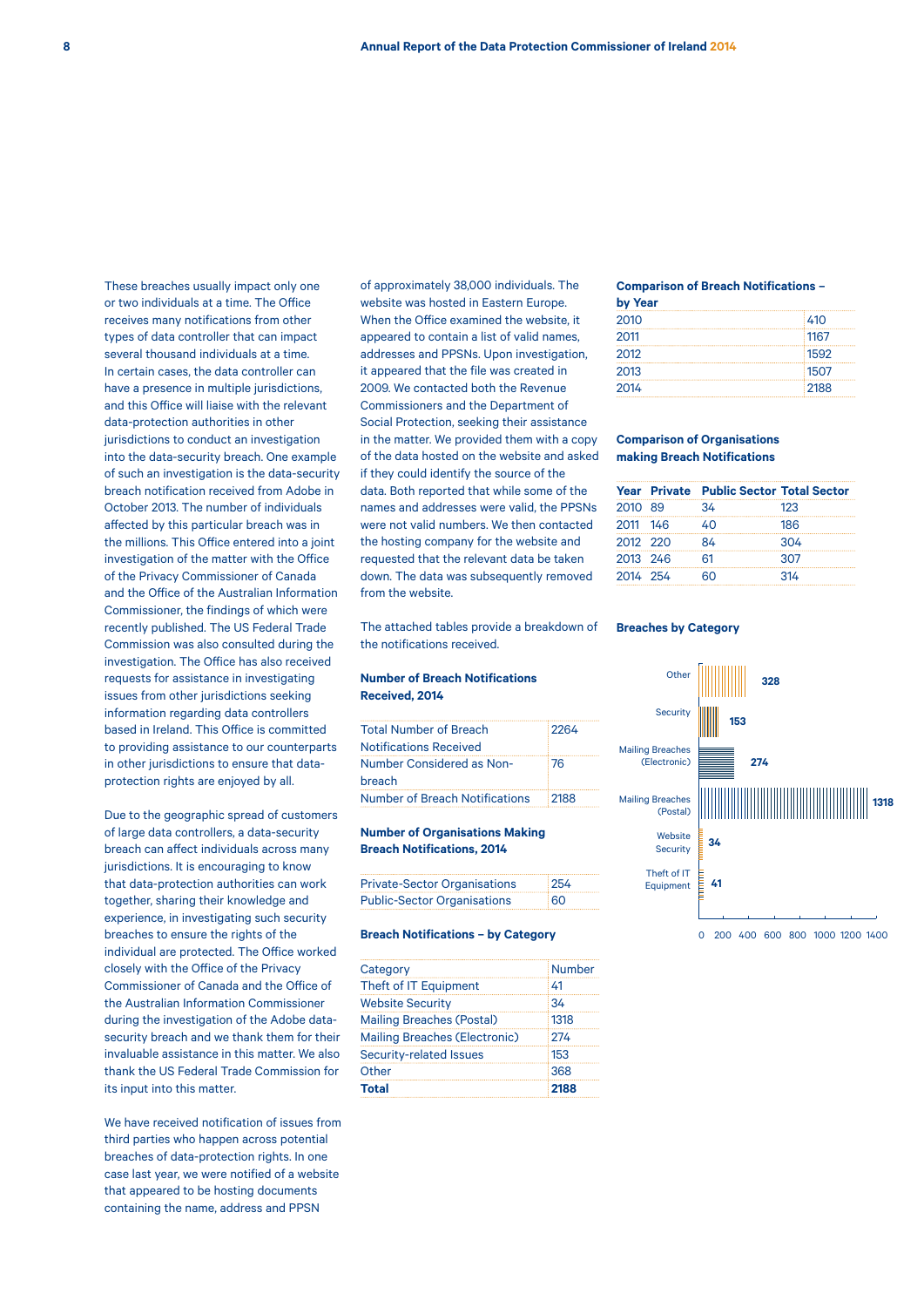These breaches usually impact only one or two individuals at a time. The Office receives many notifications from other types of data controller that can impact several thousand individuals at a time. In certain cases, the data controller can have a presence in multiple jurisdictions, and this Office will liaise with the relevant data-protection authorities in other jurisdictions to conduct an investigation into the data-security breach. One example of such an investigation is the data-security breach notification received from Adobe in October 2013. The number of individuals affected by this particular breach was in the millions. This Office entered into a joint investigation of the matter with the Office of the Privacy Commissioner of Canada and the Office of the Australian Information Commissioner, the findings of which were recently published. The US Federal Trade Commission was also consulted during the investigation. The Office has also received requests for assistance in investigating issues from other jurisdictions seeking information regarding data controllers based in Ireland. This Office is committed to providing assistance to our counterparts in other jurisdictions to ensure that data-protection rights are enjoyed by all.

Due to the geographic spread of customers of large data controllers, a data-security breach can affect individuals across many jurisdictions. It is encouraging to know that data-protection authorities can work together, sharing their knowledge and experience, in investigating such security breaches to ensure the rights of the individual are protected. The Office worked closely with the Office of the Privacy Commissioner of Canada and the Office of the Australian Information Commissioner during the investigation of the Adobe data-security breach and we thank them for their invaluable assistance in this matter. We also thank the US Federal Trade Commission for its input into this matter.

We have received notification of issues from third parties who happen across potential breaches of data-protection rights. In one case last year, we were notified of a website that appeared to be hosting documents containing the name, address and PPSN of approximately 38,000 individuals. The website was hosted in Eastern Europe. When the Office examined the website, it appeared to contain a list of valid names, addresses and PPSNs. Upon investigation, it appeared that the file was created in 2009. We contacted both the Revenue Commissioners and the Department of Social Protection, seeking their assistance in the matter. We provided them with a copy of the data hosted on the website and asked if they could identify the source of the data. Both reported that while some of the names and addresses were valid, the PPSNs were not valid numbers. We then contacted the hosting company for the website and requested that the relevant data be taken down. The data was subsequently removed from the website.

The attached tables provide a breakdown of the notifications received.

**Number of Breach Notifications Received, 2014**

| | |
|---|---|
| Total Number of Breach Notifications Received | 2264 |
| Number Considered as Non-breach | 76 |
| Number of Breach Notifications | 2188 |

**Number of Organisations Making Breach Notifications, 2014**

| | |
|---|---|
| Private-Sector Organisations | 254 |
| Public-Sector Organisations | 60 |

**Breach Notifications – by Category**

| Category | Number |
|---|---|
| Theft of IT Equipment | 41 |
| Website Security | 34 |
| Mailing Breaches (Postal) | 1318 |
| Mailing Breaches (Electronic) | 274 |
| Security-related Issues | 153 |
| Other | 368 |
| **Total** | **2188** |

**Comparison of Breach Notifications – by Year**

| | |
|---|---|
| 2010 | 410 |
| 2011 | 1167 |
| 2012 | 1592 |
| 2013 | 1507 |
| 2014 | 2188 |

**Comparison of Organisations making Breach Notifications**

| Year | Private | Public Sector | Total Sector |
|---|---|---|---|
| 2010 | 89 | 34 | 123 |
| 2011 | 146 | 40 | 186 |
| 2012 | 220 | 84 | 304 |
| 2013 | 246 | 61 | 307 |
| 2014 | 254 | 60 | 314 |

**Breaches by Category**

| Category | Number |
|---|---|
| Other | 328 |
| Security | 153 |
| Mailing Breaches (Electronic) | 274 |
| Mailing Breaches (Postal) | 1318 |
| Website Security | 34 |
| Theft of IT Equipment | 41 |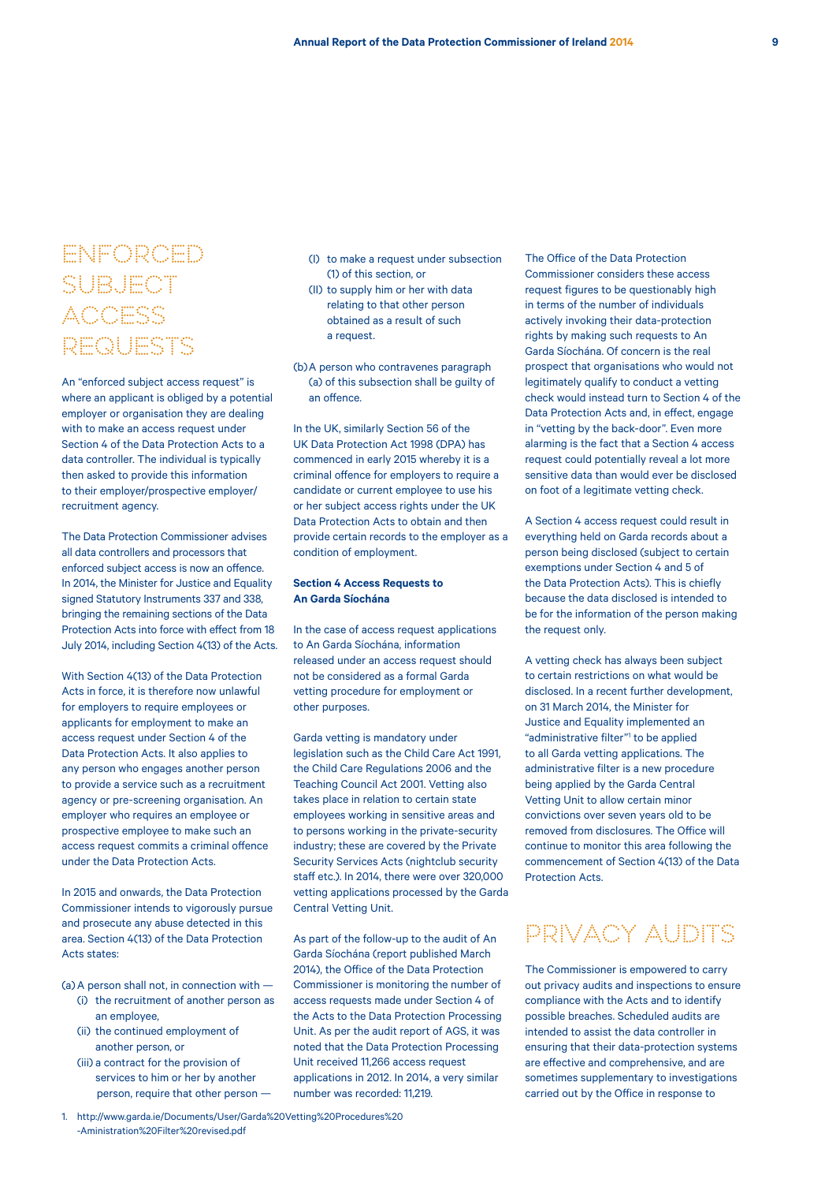# ENFORCED SUBJECT ACCESS REQUESTS

An "enforced subject access request" is where an applicant is obliged by a potential employer or organisation they are dealing with to make an access request under Section 4 of the Data Protection Acts to a data controller. The individual is typically then asked to provide this information to their employer/prospective employer/recruitment agency.

The Data Protection Commissioner advises all data controllers and processors that enforced subject access is now an offence. In 2014, the Minister for Justice and Equality signed Statutory Instruments 337 and 338, bringing the remaining sections of the Data Protection Acts into force with effect from 18 July 2014, including Section 4(13) of the Acts.

With Section 4(13) of the Data Protection Acts in force, it is therefore now unlawful for employers to require employees or applicants for employment to make an access request under Section 4 of the Data Protection Acts. It also applies to any person who engages another person to provide a service such as a recruitment agency or pre-screening organisation. An employer who requires an employee or prospective employee to make such an access request commits a criminal offence under the Data Protection Acts.

In 2015 and onwards, the Data Protection Commissioner intends to vigorously pursue and prosecute any abuse detected in this area. Section 4(13) of the Data Protection Acts states:

(a) A person shall not, in connection with —
- (i) the recruitment of another person as an employee,
- (ii) the continued employment of another person, or
- (iii) a contract for the provision of services to him or her by another person, require that other person —
  - (I) to make a request under subsection (1) of this section, or
  - (II) to supply him or her with data relating to that other person obtained as a result of such a request.

(b) A person who contravenes paragraph (a) of this subsection shall be guilty of an offence.

In the UK, similarly Section 56 of the UK Data Protection Act 1998 (DPA) has commenced in early 2015 whereby it is a criminal offence for employers to require a candidate or current employee to use his or her subject access rights under the UK Data Protection Acts to obtain and then provide certain records to the employer as a condition of employment.

**Section 4 Access Requests to An Garda Síochána**

In the case of access request applications to An Garda Síochána, information released under an access request should not be considered as a formal Garda vetting procedure for employment or other purposes.

Garda vetting is mandatory under legislation such as the Child Care Act 1991, the Child Care Regulations 2006 and the Teaching Council Act 2001. Vetting also takes place in relation to certain state employees working in sensitive areas and to persons working in the private-security industry; these are covered by the Private Security Services Acts (nightclub security staff etc.). In 2014, there were over 320,000 vetting applications processed by the Garda Central Vetting Unit.

As part of the follow-up to the audit of An Garda Síochána (report published March 2014), the Office of the Data Protection Commissioner is monitoring the number of access requests made under Section 4 of the Acts to the Data Protection Processing Unit. As per the audit report of AGS, it was noted that the Data Protection Processing Unit received 11,266 access request applications in 2012. In 2014, a very similar number was recorded: 11,219.

The Office of the Data Protection Commissioner considers these access request figures to be questionably high in terms of the number of individuals actively invoking their data-protection rights by making such requests to An Garda Síochána. Of concern is the real prospect that organisations who would not legitimately qualify to conduct a vetting check would instead turn to Section 4 of the Data Protection Acts and, in effect, engage in "vetting by the back-door". Even more alarming is the fact that a Section 4 access request could potentially reveal a lot more sensitive data than would ever be disclosed on foot of a legitimate vetting check.

A Section 4 access request could result in everything held on Garda records about a person being disclosed (subject to certain exemptions under Section 4 and 5 of the Data Protection Acts). This is chiefly because the data disclosed is intended to be for the information of the person making the request only.

A vetting check has always been subject to certain restrictions on what would be disclosed. In a recent further development, on 31 March 2014, the Minister for Justice and Equality implemented an "administrative filter"[1] to be applied to all Garda vetting applications. The administrative filter is a new procedure being applied by the Garda Central Vetting Unit to allow certain minor convictions over seven years old to be removed from disclosures. The Office will continue to monitor this area following the commencement of Section 4(13) of the Data Protection Acts.

# PRIVACY AUDITS

The Commissioner is empowered to carry out privacy audits and inspections to ensure compliance with the Acts and to identify possible breaches. Scheduled audits are intended to assist the data controller in ensuring that their data-protection systems are effective and comprehensive, and are sometimes supplementary to investigations carried out by the Office in response to

1. http://www.garda.ie/Documents/User/Garda%20Vetting%20Procedures%20-Aministration%20Filter%20revised.pdf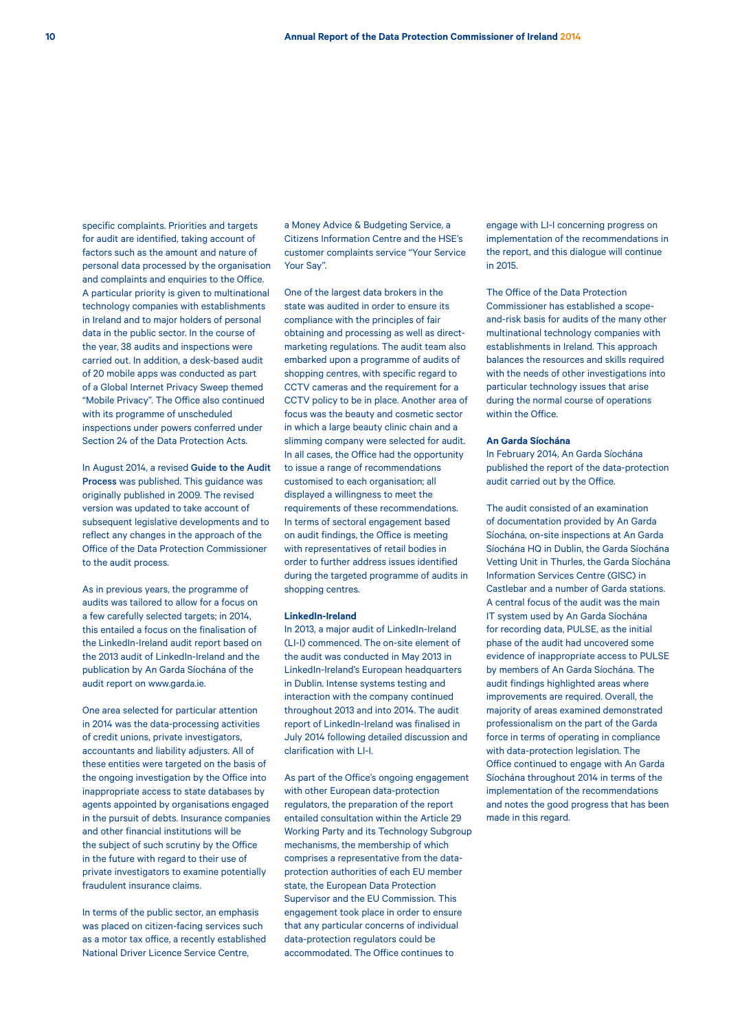specific complaints. Priorities and targets for audit are identified, taking account of factors such as the amount and nature of personal data processed by the organisation and complaints and enquiries to the Office. A particular priority is given to multinational technology companies with establishments in Ireland and to major holders of personal data in the public sector. In the course of the year, 38 audits and inspections were carried out. In addition, a desk-based audit of 20 mobile apps was conducted as part of a Global Internet Privacy Sweep themed "Mobile Privacy". The Office also continued with its programme of unscheduled inspections under powers conferred under Section 24 of the Data Protection Acts.

In August 2014, a revised **Guide to the Audit Process** was published. This guidance was originally published in 2009. The revised version was updated to take account of subsequent legislative developments and to reflect any changes in the approach of the Office of the Data Protection Commissioner to the audit process.

As in previous years, the programme of audits was tailored to allow for a focus on a few carefully selected targets; in 2014, this entailed a focus on the finalisation of the LinkedIn-Ireland audit report based on the 2013 audit of LinkedIn-Ireland and the publication by An Garda Síochána of the audit report on www.garda.ie.

One area selected for particular attention in 2014 was the data-processing activities of credit unions, private investigators, accountants and liability adjusters. All of these entities were targeted on the basis of the ongoing investigation by the Office into inappropriate access to state databases by agents appointed by organisations engaged in the pursuit of debts. Insurance companies and other financial institutions will be the subject of such scrutiny by the Office in the future with regard to their use of private investigators to examine potentially fraudulent insurance claims.

In terms of the public sector, an emphasis was placed on citizen-facing services such as a motor tax office, a recently established National Driver Licence Service Centre, a Money Advice & Budgeting Service, a Citizens Information Centre and the HSE's customer complaints service "Your Service Your Say".

One of the largest data brokers in the state was audited in order to ensure its compliance with the principles of fair obtaining and processing as well as direct-marketing regulations. The audit team also embarked upon a programme of audits of shopping centres, with specific regard to CCTV cameras and the requirement for a CCTV policy to be in place. Another area of focus was the beauty and cosmetic sector in which a large beauty clinic chain and a slimming company were selected for audit. In all cases, the Office had the opportunity to issue a range of recommendations customised to each organisation; all displayed a willingness to meet the requirements of these recommendations. In terms of sectoral engagement based on audit findings, the Office is meeting with representatives of retail bodies in order to further address issues identified during the targeted programme of audits in shopping centres.

**LinkedIn-Ireland**

In 2013, a major audit of LinkedIn-Ireland (LI-I) commenced. The on-site element of the audit was conducted in May 2013 in LinkedIn-Ireland's European headquarters in Dublin. Intense systems testing and interaction with the company continued throughout 2013 and into 2014. The audit report of LinkedIn-Ireland was finalised in July 2014 following detailed discussion and clarification with LI-I.

As part of the Office's ongoing engagement with other European data-protection regulators, the preparation of the report entailed consultation within the Article 29 Working Party and its Technology Subgroup mechanisms, the membership of which comprises a representative from the data-protection authorities of each EU member state, the European Data Protection Supervisor and the EU Commission. This engagement took place in order to ensure that any particular concerns of individual data-protection regulators could be accommodated. The Office continues to engage with LI-I concerning progress on implementation of the recommendations in the report, and this dialogue will continue in 2015.

The Office of the Data Protection Commissioner has established a scope-and-risk basis for audits of the many other multinational technology companies with establishments in Ireland. This approach balances the resources and skills required with the needs of other investigations into particular technology issues that arise during the normal course of operations within the Office.

**An Garda Síochána**

In February 2014, An Garda Síochána published the report of the data-protection audit carried out by the Office.

The audit consisted of an examination of documentation provided by An Garda Síochána, on-site inspections at An Garda Síochána HQ in Dublin, the Garda Síochána Vetting Unit in Thurles, the Garda Síochána Information Services Centre (GISC) in Castlebar and a number of Garda stations. A central focus of the audit was the main IT system used by An Garda Síochána for recording data, PULSE, as the initial phase of the audit had uncovered some evidence of inappropriate access to PULSE by members of An Garda Síochána. The audit findings highlighted areas where improvements are required. Overall, the majority of areas examined demonstrated professionalism on the part of the Garda force in terms of operating in compliance with data-protection legislation. The Office continued to engage with An Garda Síochána throughout 2014 in terms of the implementation of the recommendations and notes the good progress that has been made in this regard.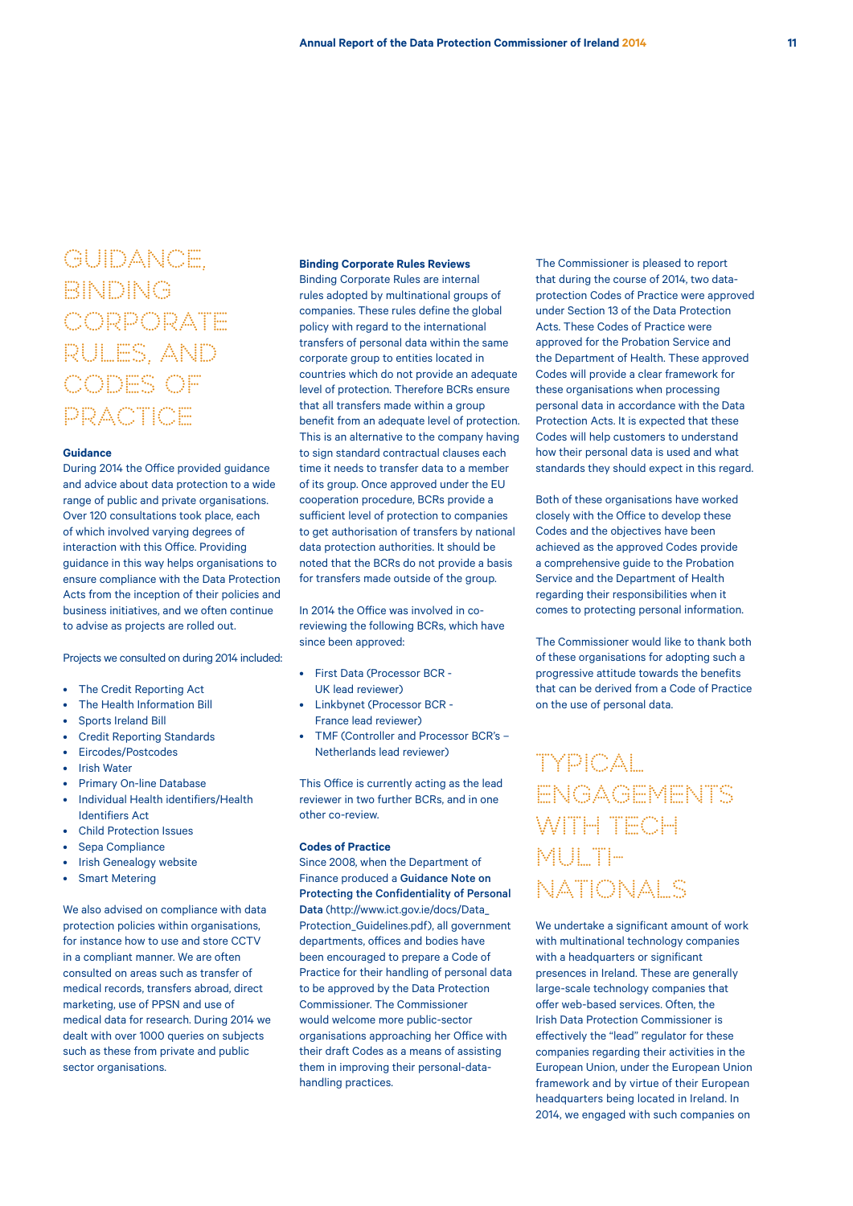# GUIDANCE, BINDING CORPORATE RULES, AND CODES OF PRACTICE

### Guidance

During 2014 the Office provided guidance and advice about data protection to a wide range of public and private organisations. Over 120 consultations took place, each of which involved varying degrees of interaction with this Office. Providing guidance in this way helps organisations to ensure compliance with the Data Protection Acts from the inception of their policies and business initiatives, and we often continue to advise as projects are rolled out.

Projects we consulted on during 2014 included:

- The Credit Reporting Act
- The Health Information Bill
- Sports Ireland Bill
- Credit Reporting Standards
- Eircodes/Postcodes
- Irish Water
- Primary On-line Database
- Individual Health identifiers/Health Identifiers Act
- Child Protection Issues
- Sepa Compliance
- Irish Genealogy website
- Smart Metering

We also advised on compliance with data protection policies within organisations, for instance how to use and store CCTV in a compliant manner. We are often consulted on areas such as transfer of medical records, transfers abroad, direct marketing, use of PPSN and use of medical data for research. During 2014 we dealt with over 1000 queries on subjects such as these from private and public sector organisations.

### Binding Corporate Rules Reviews

Binding Corporate Rules are internal rules adopted by multinational groups of companies. These rules define the global policy with regard to the international transfers of personal data within the same corporate group to entities located in countries which do not provide an adequate level of protection. Therefore BCRs ensure that all transfers made within a group benefit from an adequate level of protection. This is an alternative to the company having to sign standard contractual clauses each time it needs to transfer data to a member of its group. Once approved under the EU cooperation procedure, BCRs provide a sufficient level of protection to companies to get authorisation of transfers by national data protection authorities. It should be noted that the BCRs do not provide a basis for transfers made outside of the group.

In 2014 the Office was involved in co-reviewing the following BCRs, which have since been approved:

- First Data (Processor BCR - UK lead reviewer)
- Linkbynet (Processor BCR - France lead reviewer)
- TMF (Controller and Processor BCR's – Netherlands lead reviewer)

This Office is currently acting as the lead reviewer in two further BCRs, and in one other co-review.

### Codes of Practice

Since 2008, when the Department of Finance produced a **Guidance Note on Protecting the Confidentiality of Personal Data** (http://www.ict.gov.ie/docs/Data_Protection_Guidelines.pdf), all government departments, offices and bodies have been encouraged to prepare a Code of Practice for their handling of personal data to be approved by the Data Protection Commissioner. The Commissioner would welcome more public-sector organisations approaching her Office with their draft Codes as a means of assisting them in improving their personal-data-handling practices.

The Commissioner is pleased to report that during the course of 2014, two data-protection Codes of Practice were approved under Section 13 of the Data Protection Acts. These Codes of Practice were approved for the Probation Service and the Department of Health. These approved Codes will provide a clear framework for these organisations when processing personal data in accordance with the Data Protection Acts. It is expected that these Codes will help customers to understand how their personal data is used and what standards they should expect in this regard.

Both of these organisations have worked closely with the Office to develop these Codes and the objectives have been achieved as the approved Codes provide a comprehensive guide to the Probation Service and the Department of Health regarding their responsibilities when it comes to protecting personal information.

The Commissioner would like to thank both of these organisations for adopting such a progressive attitude towards the benefits that can be derived from a Code of Practice on the use of personal data.

# TYPICAL ENGAGEMENTS WITH TECH MULTI-NATIONALS

We undertake a significant amount of work with multinational technology companies with a headquarters or significant presences in Ireland. These are generally large-scale technology companies that offer web-based services. Often, the Irish Data Protection Commissioner is effectively the "lead" regulator for these companies regarding their activities in the European Union, under the European Union framework and by virtue of their European headquarters being located in Ireland. In 2014, we engaged with such companies on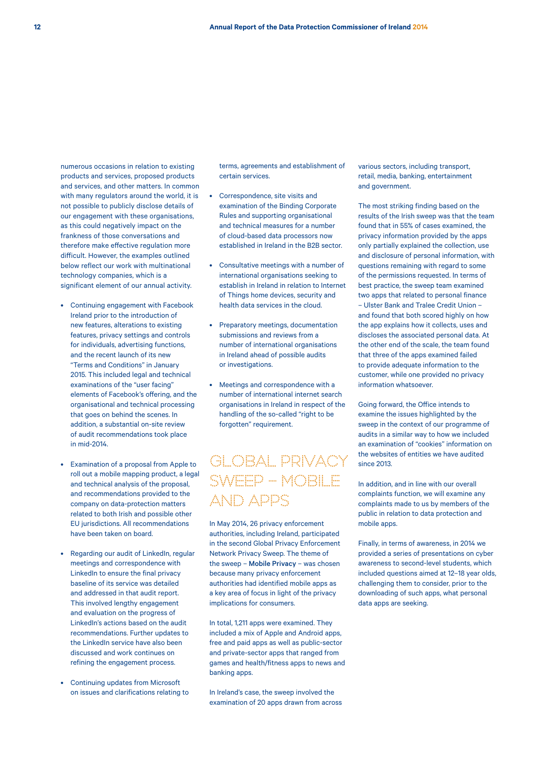numerous occasions in relation to existing products and services, proposed products and services, and other matters. In common with many regulators around the world, it is not possible to publicly disclose details of our engagement with these organisations, as this could negatively impact on the frankness of those conversations and therefore make effective regulation more difficult. However, the examples outlined below reflect our work with multinational technology companies, which is a significant element of our annual activity.

- Continuing engagement with Facebook Ireland prior to the introduction of new features, alterations to existing features, privacy settings and controls for individuals, advertising functions, and the recent launch of its new "Terms and Conditions" in January 2015. This included legal and technical examinations of the "user facing" elements of Facebook's offering, and the organisational and technical processing that goes on behind the scenes. In addition, a substantial on-site review of audit recommendations took place in mid-2014.
- Examination of a proposal from Apple to roll out a mobile mapping product, a legal and technical analysis of the proposal, and recommendations provided to the company on data-protection matters related to both Irish and possible other EU jurisdictions. All recommendations have been taken on board.
- Regarding our audit of LinkedIn, regular meetings and correspondence with LinkedIn to ensure the final privacy baseline of its service was detailed and addressed in that audit report. This involved lengthy engagement and evaluation on the progress of LinkedIn's actions based on the audit recommendations. Further updates to the LinkedIn service have also been discussed and work continues on refining the engagement process.
- Continuing updates from Microsoft on issues and clarifications relating to terms, agreements and establishment of certain services.
- Correspondence, site visits and examination of the Binding Corporate Rules and supporting organisational and technical measures for a number of cloud-based data processors now established in Ireland in the B2B sector.
- Consultative meetings with a number of international organisations seeking to establish in Ireland in relation to Internet of Things home devices, security and health data services in the cloud.
- Preparatory meetings, documentation submissions and reviews from a number of international organisations in Ireland ahead of possible audits or investigations.
- Meetings and correspondence with a number of international internet search organisations in Ireland in respect of the handling of the so-called "right to be forgotten" requirement.

## GLOBAL PRIVACY SWEEP – MOBILE AND APPS

In May 2014, 26 privacy enforcement authorities, including Ireland, participated in the second Global Privacy Enforcement Network Privacy Sweep. The theme of the sweep – **Mobile Privacy** – was chosen because many privacy enforcement authorities had identified mobile apps as a key area of focus in light of the privacy implications for consumers.

In total, 1,211 apps were examined. They included a mix of Apple and Android apps, free and paid apps as well as public-sector and private-sector apps that ranged from games and health/fitness apps to news and banking apps.

In Ireland's case, the sweep involved the examination of 20 apps drawn from across various sectors, including transport, retail, media, banking, entertainment and government.

The most striking finding based on the results of the Irish sweep was that the team found that in 55% of cases examined, the privacy information provided by the apps only partially explained the collection, use and disclosure of personal information, with questions remaining with regard to some of the permissions requested. In terms of best practice, the sweep team examined two apps that related to personal finance – Ulster Bank and Tralee Credit Union – and found that both scored highly on how the app explains how it collects, uses and discloses the associated personal data. At the other end of the scale, the team found that three of the apps examined failed to provide adequate information to the customer, while one provided no privacy information whatsoever.

Going forward, the Office intends to examine the issues highlighted by the sweep in the context of our programme of audits in a similar way to how we included an examination of "cookies" information on the websites of entities we have audited since 2013.

In addition, and in line with our overall complaints function, we will examine any complaints made to us by members of the public in relation to data protection and mobile apps.

Finally, in terms of awareness, in 2014 we provided a series of presentations on cyber awareness to second-level students, which included questions aimed at 12–18 year olds, challenging them to consider, prior to the downloading of such apps, what personal data apps are seeking.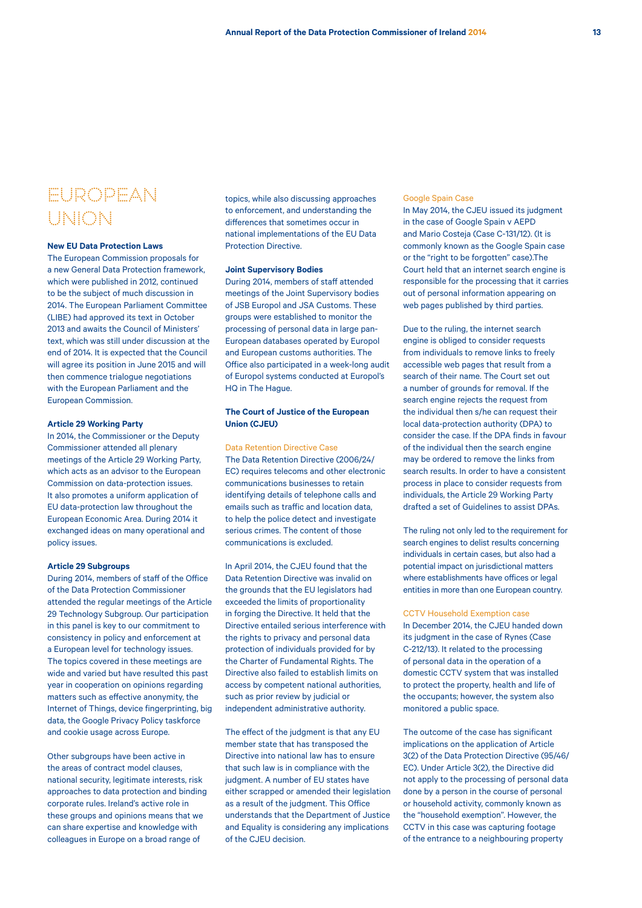# EUROPEAN UNION

### New EU Data Protection Laws

The European Commission proposals for a new General Data Protection framework, which were published in 2012, continued to be the subject of much discussion in 2014. The European Parliament Committee (LIBE) had approved its text in October 2013 and awaits the Council of Ministers' text, which was still under discussion at the end of 2014. It is expected that the Council will agree its position in June 2015 and will then commence trialogue negotiations with the European Parliament and the European Commission.

### Article 29 Working Party

In 2014, the Commissioner or the Deputy Commissioner attended all plenary meetings of the Article 29 Working Party, which acts as an advisor to the European Commission on data-protection issues. It also promotes a uniform application of EU data-protection law throughout the European Economic Area. During 2014 it exchanged ideas on many operational and policy issues.

### Article 29 Subgroups

During 2014, members of staff of the Office of the Data Protection Commissioner attended the regular meetings of the Article 29 Technology Subgroup. Our participation in this panel is key to our commitment to consistency in policy and enforcement at a European level for technology issues. The topics covered in these meetings are wide and varied but have resulted this past year in cooperation on opinions regarding matters such as effective anonymity, the Internet of Things, device fingerprinting, big data, the Google Privacy Policy taskforce and cookie usage across Europe.

Other subgroups have been active in the areas of contract model clauses, national security, legitimate interests, risk approaches to data protection and binding corporate rules. Ireland's active role in these groups and opinions means that we can share expertise and knowledge with colleagues in Europe on a broad range of topics, while also discussing approaches to enforcement, and understanding the differences that sometimes occur in national implementations of the EU Data Protection Directive.

### Joint Supervisory Bodies

During 2014, members of staff attended meetings of the Joint Supervisory bodies of JSB Europol and JSA Customs. These groups were established to monitor the processing of personal data in large pan-European databases operated by Europol and European customs authorities. The Office also participated in a week-long audit of Europol systems conducted at Europol's HQ in The Hague.

### The Court of Justice of the European Union (CJEU)

#### Data Retention Directive Case

The Data Retention Directive (2006/24/EC) requires telecoms and other electronic communications businesses to retain identifying details of telephone calls and emails such as traffic and location data, to help the police detect and investigate serious crimes. The content of those communications is excluded.

In April 2014, the CJEU found that the Data Retention Directive was invalid on the grounds that the EU legislators had exceeded the limits of proportionality in forging the Directive. It held that the Directive entailed serious interference with the rights to privacy and personal data protection of individuals provided for by the Charter of Fundamental Rights. The Directive also failed to establish limits on access by competent national authorities, such as prior review by judicial or independent administrative authority.

The effect of the judgment is that any EU member state that has transposed the Directive into national law has to ensure that such law is in compliance with the judgment. A number of EU states have either scrapped or amended their legislation as a result of the judgment. This Office understands that the Department of Justice and Equality is considering any implications of the CJEU decision.

#### Google Spain Case

In May 2014, the CJEU issued its judgment in the case of Google Spain v AEPD and Mario Costeja (Case C-131/12). (It is commonly known as the Google Spain case or the "right to be forgotten" case).The Court held that an internet search engine is responsible for the processing that it carries out of personal information appearing on web pages published by third parties.

Due to the ruling, the internet search engine is obliged to consider requests from individuals to remove links to freely accessible web pages that result from a search of their name. The Court set out a number of grounds for removal. If the search engine rejects the request from the individual then s/he can request their local data-protection authority (DPA) to consider the case. If the DPA finds in favour of the individual then the search engine may be ordered to remove the links from search results. In order to have a consistent process in place to consider requests from individuals, the Article 29 Working Party drafted a set of Guidelines to assist DPAs.

The ruling not only led to the requirement for search engines to delist results concerning individuals in certain cases, but also had a potential impact on jurisdictional matters where establishments have offices or legal entities in more than one European country.

#### CCTV Household Exemption case

In December 2014, the CJEU handed down its judgment in the case of Rynes (Case C-212/13). It related to the processing of personal data in the operation of a domestic CCTV system that was installed to protect the property, health and life of the occupants; however, the system also monitored a public space.

The outcome of the case has significant implications on the application of Article 3(2) of the Data Protection Directive (95/46/EC). Under Article 3(2), the Directive did not apply to the processing of personal data done by a person in the course of personal or household activity, commonly known as the "household exemption". However, the CCTV in this case was capturing footage of the entrance to a neighbouring property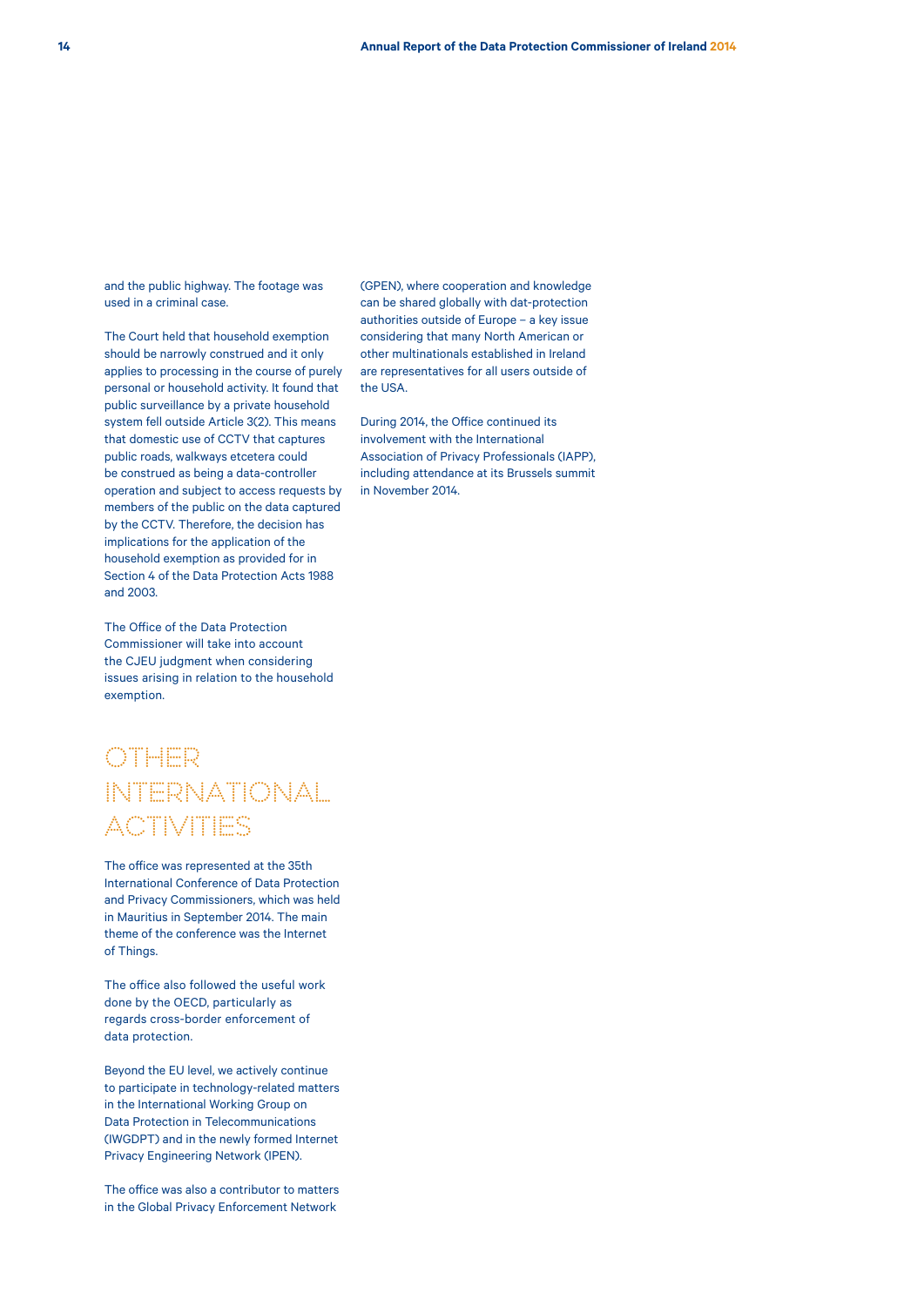and the public highway. The footage was used in a criminal case.

The Court held that household exemption should be narrowly construed and it only applies to processing in the course of purely personal or household activity. It found that public surveillance by a private household system fell outside Article 3(2). This means that domestic use of CCTV that captures public roads, walkways etcetera could be construed as being a data-controller operation and subject to access requests by members of the public on the data captured by the CCTV. Therefore, the decision has implications for the application of the household exemption as provided for in Section 4 of the Data Protection Acts 1988 and 2003.

The Office of the Data Protection Commissioner will take into account the CJEU judgment when considering issues arising in relation to the household exemption.

## OTHER INTERNATIONAL ACTIVITIES

The office was represented at the 35th International Conference of Data Protection and Privacy Commissioners, which was held in Mauritius in September 2014. The main theme of the conference was the Internet of Things.

The office also followed the useful work done by the OECD, particularly as regards cross-border enforcement of data protection.

Beyond the EU level, we actively continue to participate in technology-related matters in the International Working Group on Data Protection in Telecommunications (IWGDPT) and in the newly formed Internet Privacy Engineering Network (IPEN).

The office was also a contributor to matters in the Global Privacy Enforcement Network (GPEN), where cooperation and knowledge can be shared globally with dat-protection authorities outside of Europe – a key issue considering that many North American or other multinationals established in Ireland are representatives for all users outside of the USA.

During 2014, the Office continued its involvement with the International Association of Privacy Professionals (IAPP), including attendance at its Brussels summit in November 2014.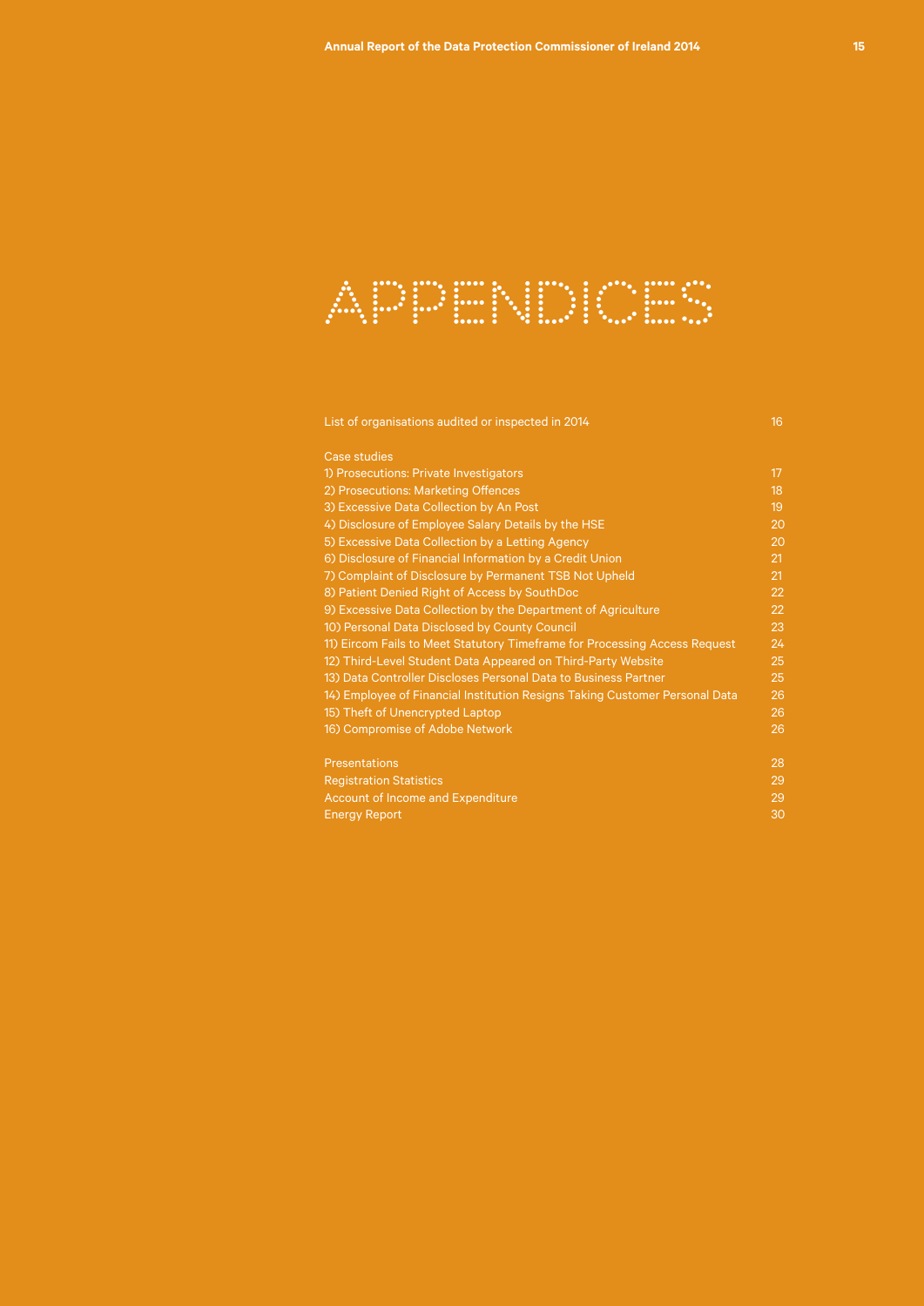# APPENDICES

| | |
|---|---|
| List of organisations audited or inspected in 2014 | 16 |
| **Case studies** | |
| 1) Prosecutions: Private Investigators | 17 |
| 2) Prosecutions: Marketing Offences | 18 |
| 3) Excessive Data Collection by An Post | 19 |
| 4) Disclosure of Employee Salary Details by the HSE | 20 |
| 5) Excessive Data Collection by a Letting Agency | 20 |
| 6) Disclosure of Financial Information by a Credit Union | 21 |
| 7) Complaint of Disclosure by Permanent TSB Not Upheld | 21 |
| 8) Patient Denied Right of Access by SouthDoc | 22 |
| 9) Excessive Data Collection by the Department of Agriculture | 22 |
| 10) Personal Data Disclosed by County Council | 23 |
| 11) Eircom Fails to Meet Statutory Timeframe for Processing Access Request | 24 |
| 12) Third-Level Student Data Appeared on Third-Party Website | 25 |
| 13) Data Controller Discloses Personal Data to Business Partner | 25 |
| 14) Employee of Financial Institution Resigns Taking Customer Personal Data | 26 |
| 15) Theft of Unencrypted Laptop | 26 |
| 16) Compromise of Adobe Network | 26 |
| Presentations | 28 |
| Registration Statistics | 29 |
| Account of Income and Expenditure | 29 |
| Energy Report | 30 |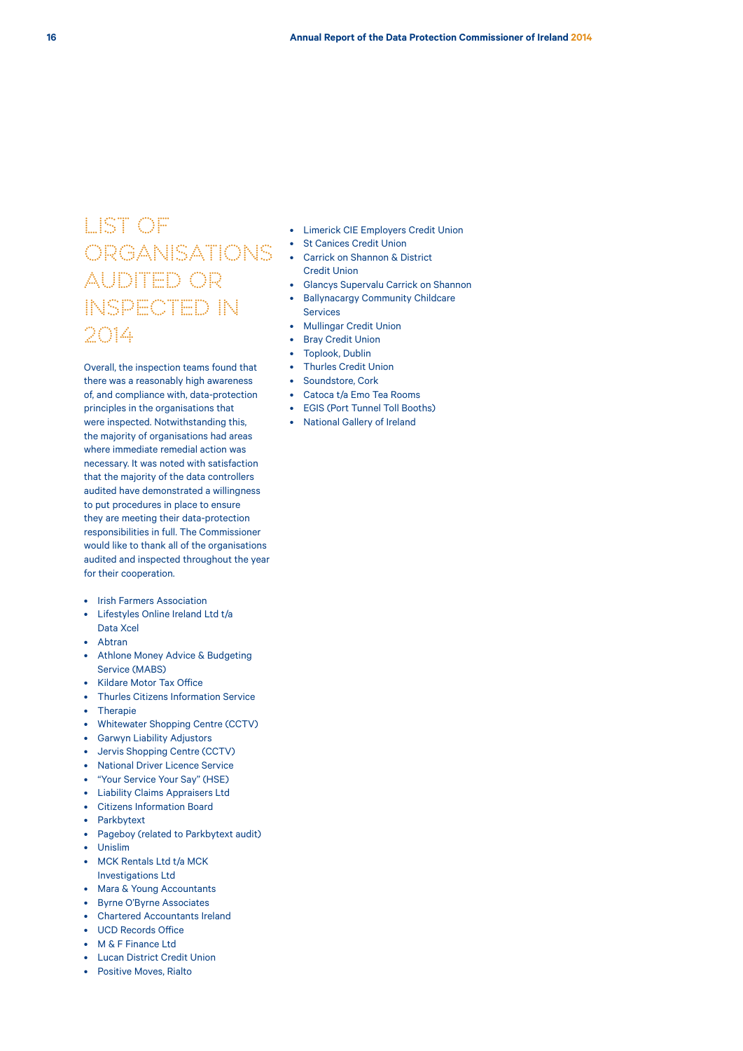# LIST OF ORGANISATIONS AUDITED OR INSPECTED IN 2014

Overall, the inspection teams found that there was a reasonably high awareness of, and compliance with, data-protection principles in the organisations that were inspected. Notwithstanding this, the majority of organisations had areas where immediate remedial action was necessary. It was noted with satisfaction that the majority of the data controllers audited have demonstrated a willingness to put procedures in place to ensure they are meeting their data-protection responsibilities in full. The Commissioner would like to thank all of the organisations audited and inspected throughout the year for their cooperation.

- Irish Farmers Association
- Lifestyles Online Ireland Ltd t/a Data Xcel
- Abtran
- Athlone Money Advice & Budgeting Service (MABS)
- Kildare Motor Tax Office
- Thurles Citizens Information Service
- Therapie
- Whitewater Shopping Centre (CCTV)
- Garwyn Liability Adjustors
- Jervis Shopping Centre (CCTV)
- National Driver Licence Service
- "Your Service Your Say" (HSE)
- Liability Claims Appraisers Ltd
- Citizens Information Board
- Parkbytext
- Pageboy (related to Parkbytext audit)
- Unislim
- MCK Rentals Ltd t/a MCK Investigations Ltd
- Mara & Young Accountants
- Byrne O'Byrne Associates
- Chartered Accountants Ireland
- UCD Records Office
- M & F Finance Ltd
- Lucan District Credit Union
- Positive Moves, Rialto
- Limerick CIE Employers Credit Union
- St Canices Credit Union
- Carrick on Shannon & District Credit Union
- Glancys Supervalu Carrick on Shannon
- Ballynacargy Community Childcare Services
- Mullingar Credit Union
- Bray Credit Union
- Toplook, Dublin
- Thurles Credit Union
- Soundstore, Cork
- Catoca t/a Emo Tea Rooms
- EGIS (Port Tunnel Toll Booths)
- National Gallery of Ireland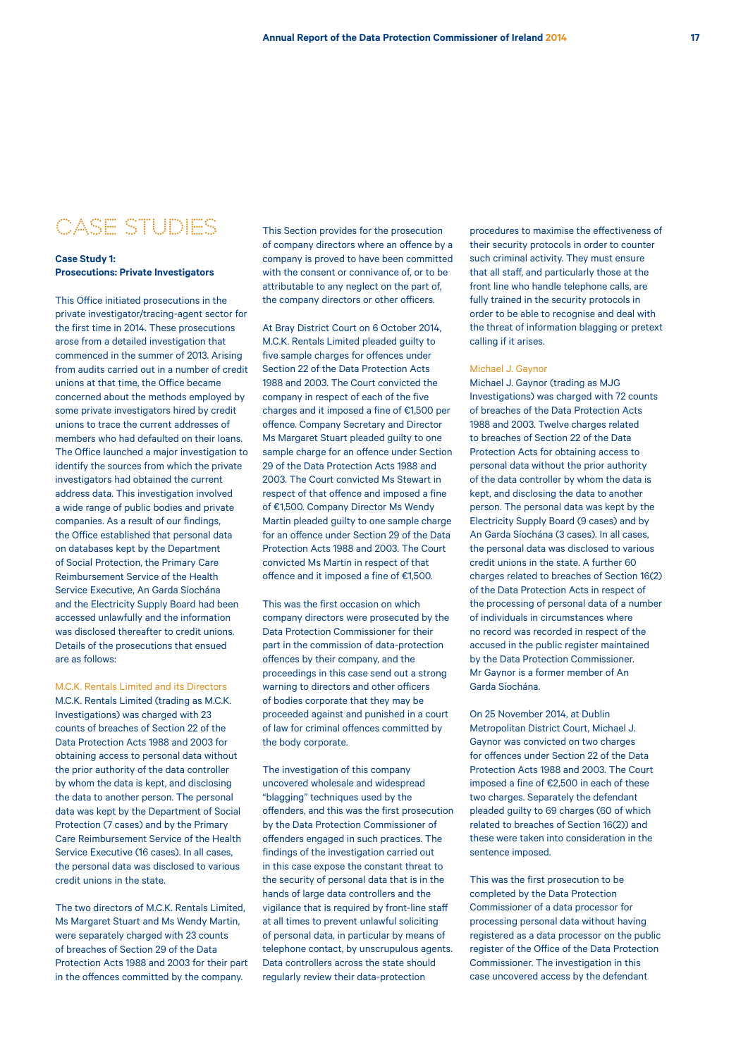# CASE STUDIES

**Case Study 1:**
**Prosecutions: Private Investigators**

This Office initiated prosecutions in the private investigator/tracing-agent sector for the first time in 2014. These prosecutions arose from a detailed investigation that commenced in the summer of 2013. Arising from audits carried out in a number of credit unions at that time, the Office became concerned about the methods employed by some private investigators hired by credit unions to trace the current addresses of members who had defaulted on their loans. The Office launched a major investigation to identify the sources from which the private investigators had obtained the current address data. This investigation involved a wide range of public bodies and private companies. As a result of our findings, the Office established that personal data on databases kept by the Department of Social Protection, the Primary Care Reimbursement Service of the Health Service Executive, An Garda Síochána and the Electricity Supply Board had been accessed unlawfully and the information was disclosed thereafter to credit unions. Details of the prosecutions that ensued are as follows:

## M.C.K. Rentals Limited and its Directors

M.C.K. Rentals Limited (trading as M.C.K. Investigations) was charged with 23 counts of breaches of Section 22 of the Data Protection Acts 1988 and 2003 for obtaining access to personal data without the prior authority of the data controller by whom the data is kept, and disclosing the data to another person. The personal data was kept by the Department of Social Protection (7 cases) and by the Primary Care Reimbursement Service of the Health Service Executive (16 cases). In all cases, the personal data was disclosed to various credit unions in the state.

The two directors of M.C.K. Rentals Limited, Ms Margaret Stuart and Ms Wendy Martin, were separately charged with 23 counts of breaches of Section 29 of the Data Protection Acts 1988 and 2003 for their part in the offences committed by the company. This Section provides for the prosecution of company directors where an offence by a company is proved to have been committed with the consent or connivance of, or to be attributable to any neglect on the part of, the company directors or other officers.

At Bray District Court on 6 October 2014, M.C.K. Rentals Limited pleaded guilty to five sample charges for offences under Section 22 of the Data Protection Acts 1988 and 2003. The Court convicted the company in respect of each of the five charges and it imposed a fine of €1,500 per offence. Company Secretary and Director Ms Margaret Stuart pleaded guilty to one sample charge for an offence under Section 29 of the Data Protection Acts 1988 and 2003. The Court convicted Ms Stewart in respect of that offence and imposed a fine of €1,500. Company Director Ms Wendy Martin pleaded guilty to one sample charge for an offence under Section 29 of the Data Protection Acts 1988 and 2003. The Court convicted Ms Martin in respect of that offence and it imposed a fine of €1,500.

This was the first occasion on which company directors were prosecuted by the Data Protection Commissioner for their part in the commission of data-protection offences by their company, and the proceedings in this case send out a strong warning to directors and other officers of bodies corporate that they may be proceeded against and punished in a court of law for criminal offences committed by the body corporate.

The investigation of this company uncovered wholesale and widespread "blagging" techniques used by the offenders, and this was the first prosecution by the Data Protection Commissioner of offenders engaged in such practices. The findings of the investigation carried out in this case expose the constant threat to the security of personal data that is in the hands of large data controllers and the vigilance that is required by front-line staff at all times to prevent unlawful soliciting of personal data, in particular by means of telephone contact, by unscrupulous agents. Data controllers across the state should regularly review their data-protection procedures to maximise the effectiveness of their security protocols in order to counter such criminal activity. They must ensure that all staff, and particularly those at the front line who handle telephone calls, are fully trained in the security protocols in order to be able to recognise and deal with the threat of information blagging or pretext calling if it arises.

## Michael J. Gaynor

Michael J. Gaynor (trading as MJG Investigations) was charged with 72 counts of breaches of the Data Protection Acts 1988 and 2003. Twelve charges related to breaches of Section 22 of the Data Protection Acts for obtaining access to personal data without the prior authority of the data controller by whom the data is kept, and disclosing the data to another person. The personal data was kept by the Electricity Supply Board (9 cases) and by An Garda Síochána (3 cases). In all cases, the personal data was disclosed to various credit unions in the state. A further 60 charges related to breaches of Section 16(2) of the Data Protection Acts in respect of the processing of personal data of a number of individuals in circumstances where no record was recorded in respect of the accused in the public register maintained by the Data Protection Commissioner. Mr Gaynor is a former member of An Garda Síochána.

On 25 November 2014, at Dublin Metropolitan District Court, Michael J. Gaynor was convicted on two charges for offences under Section 22 of the Data Protection Acts 1988 and 2003. The Court imposed a fine of €2,500 in each of these two charges. Separately the defendant pleaded guilty to 69 charges (60 of which related to breaches of Section 16(2)) and these were taken into consideration in the sentence imposed.

This was the first prosecution to be completed by the Data Protection Commissioner of a data processor for processing personal data without having registered as a data processor on the public register of the Office of the Data Protection Commissioner. The investigation in this case uncovered access by the defendant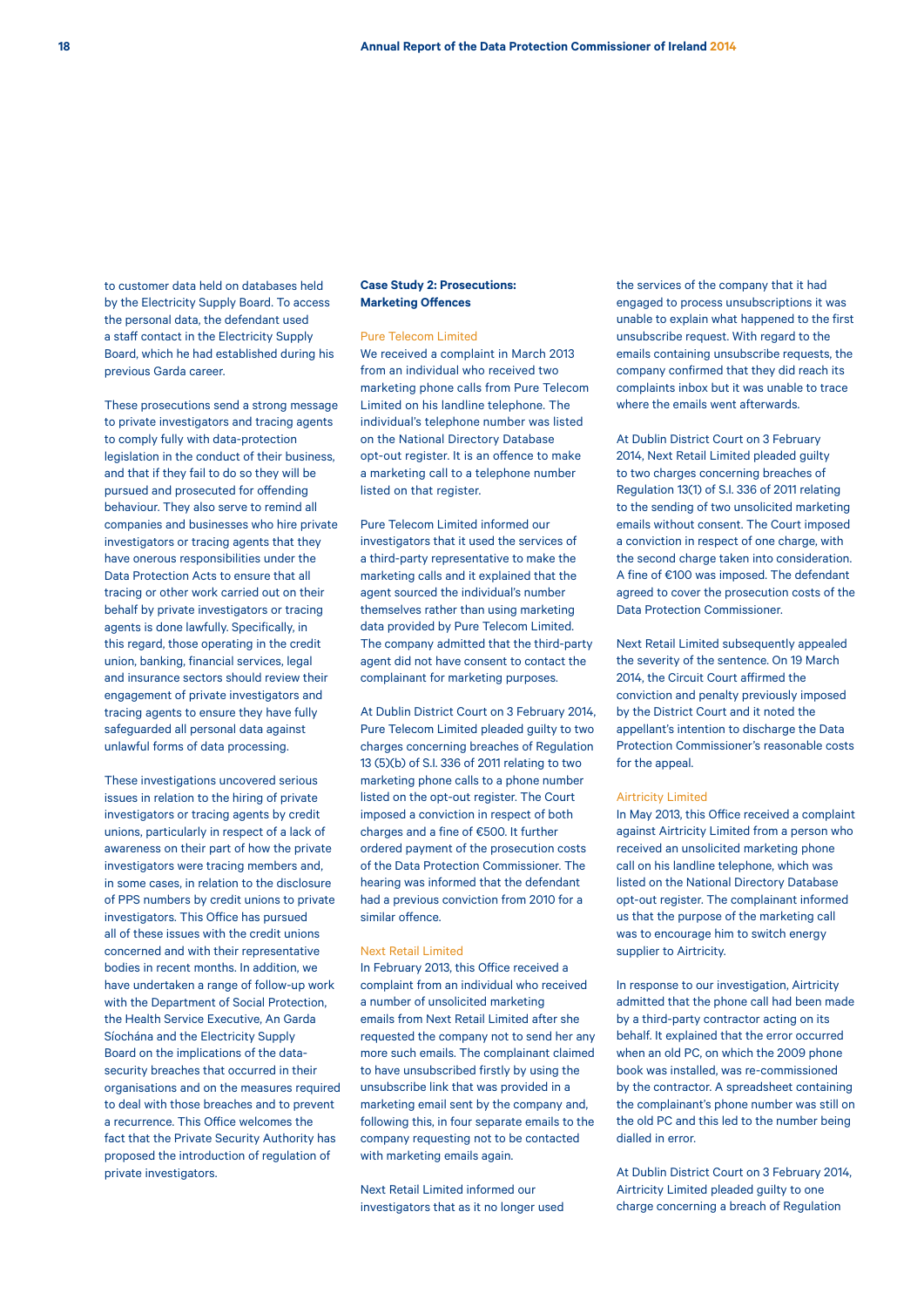to customer data held on databases held by the Electricity Supply Board. To access the personal data, the defendant used a staff contact in the Electricity Supply Board, which he had established during his previous Garda career.

These prosecutions send a strong message to private investigators and tracing agents to comply fully with data-protection legislation in the conduct of their business, and that if they fail to do so they will be pursued and prosecuted for offending behaviour. They also serve to remind all companies and businesses who hire private investigators or tracing agents that they have onerous responsibilities under the Data Protection Acts to ensure that all tracing or other work carried out on their behalf by private investigators or tracing agents is done lawfully. Specifically, in this regard, those operating in the credit union, banking, financial services, legal and insurance sectors should review their engagement of private investigators and tracing agents to ensure they have fully safeguarded all personal data against unlawful forms of data processing.

These investigations uncovered serious issues in relation to the hiring of private investigators or tracing agents by credit unions, particularly in respect of a lack of awareness on their part of how the private investigators were tracing members and, in some cases, in relation to the disclosure of PPS numbers by credit unions to private investigators. This Office has pursued all of these issues with the credit unions concerned and with their representative bodies in recent months. In addition, we have undertaken a range of follow-up work with the Department of Social Protection, the Health Service Executive, An Garda Síochána and the Electricity Supply Board on the implications of the data-security breaches that occurred in their organisations and on the measures required to deal with those breaches and to prevent a recurrence. This Office welcomes the fact that the Private Security Authority has proposed the introduction of regulation of private investigators.

## Case Study 2: Prosecutions: Marketing Offences

### Pure Telecom Limited

We received a complaint in March 2013 from an individual who received two marketing phone calls from Pure Telecom Limited on his landline telephone. The individual's telephone number was listed on the National Directory Database opt-out register. It is an offence to make a marketing call to a telephone number listed on that register.

Pure Telecom Limited informed our investigators that it used the services of a third-party representative to make the marketing calls and it explained that the agent sourced the individual's number themselves rather than using marketing data provided by Pure Telecom Limited. The company admitted that the third-party agent did not have consent to contact the complainant for marketing purposes.

At Dublin District Court on 3 February 2014, Pure Telecom Limited pleaded guilty to two charges concerning breaches of Regulation 13 (5)(b) of S.I. 336 of 2011 relating to two marketing phone calls to a phone number listed on the opt-out register. The Court imposed a conviction in respect of both charges and a fine of €500. It further ordered payment of the prosecution costs of the Data Protection Commissioner. The hearing was informed that the defendant had a previous conviction from 2010 for a similar offence.

### Next Retail Limited

In February 2013, this Office received a complaint from an individual who received a number of unsolicited marketing emails from Next Retail Limited after she requested the company not to send her any more such emails. The complainant claimed to have unsubscribed firstly by using the unsubscribe link that was provided in a marketing email sent by the company and, following this, in four separate emails to the company requesting not to be contacted with marketing emails again.

Next Retail Limited informed our investigators that as it no longer used the services of the company that it had engaged to process unsubscriptions it was unable to explain what happened to the first unsubscribe request. With regard to the emails containing unsubscribe requests, the company confirmed that they did reach its complaints inbox but it was unable to trace where the emails went afterwards.

At Dublin District Court on 3 February 2014, Next Retail Limited pleaded guilty to two charges concerning breaches of Regulation 13(1) of S.I. 336 of 2011 relating to the sending of two unsolicited marketing emails without consent. The Court imposed a conviction in respect of one charge, with the second charge taken into consideration. A fine of €100 was imposed. The defendant agreed to cover the prosecution costs of the Data Protection Commissioner.

Next Retail Limited subsequently appealed the severity of the sentence. On 19 March 2014, the Circuit Court affirmed the conviction and penalty previously imposed by the District Court and it noted the appellant's intention to discharge the Data Protection Commissioner's reasonable costs for the appeal.

### Airtricity Limited

In May 2013, this Office received a complaint against Airtricity Limited from a person who received an unsolicited marketing phone call on his landline telephone, which was listed on the National Directory Database opt-out register. The complainant informed us that the purpose of the marketing call was to encourage him to switch energy supplier to Airtricity.

In response to our investigation, Airtricity admitted that the phone call had been made by a third-party contractor acting on its behalf. It explained that the error occurred when an old PC, on which the 2009 phone book was installed, was re-commissioned by the contractor. A spreadsheet containing the complainant's phone number was still on the old PC and this led to the number being dialled in error.

At Dublin District Court on 3 February 2014, Airtricity Limited pleaded guilty to one charge concerning a breach of Regulation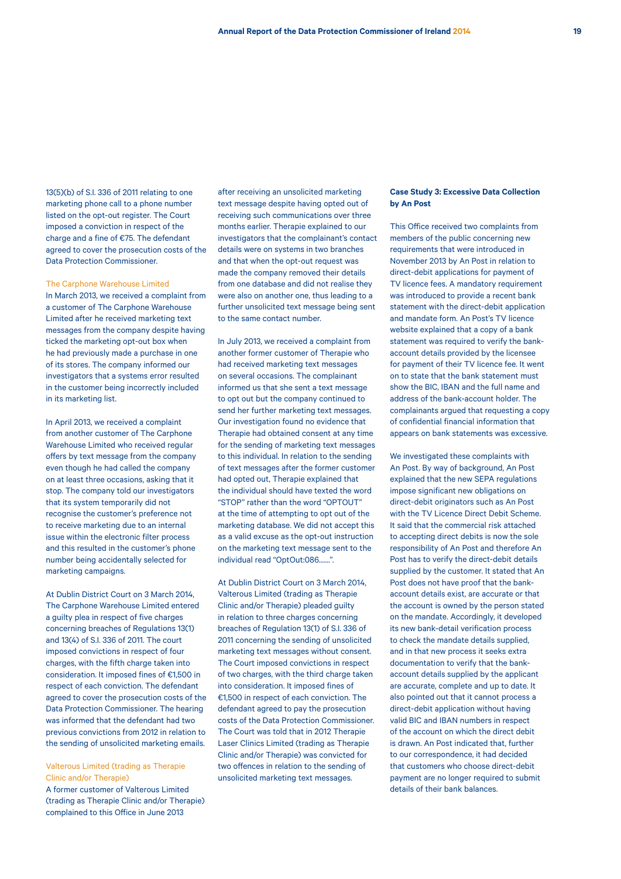13(5)(b) of S.I. 336 of 2011 relating to one marketing phone call to a phone number listed on the opt-out register. The Court imposed a conviction in respect of the charge and a fine of €75. The defendant agreed to cover the prosecution costs of the Data Protection Commissioner.

### The Carphone Warehouse Limited

In March 2013, we received a complaint from a customer of The Carphone Warehouse Limited after he received marketing text messages from the company despite having ticked the marketing opt-out box when he had previously made a purchase in one of its stores. The company informed our investigators that a systems error resulted in the customer being incorrectly included in its marketing list.

In April 2013, we received a complaint from another customer of The Carphone Warehouse Limited who received regular offers by text message from the company even though he had called the company on at least three occasions, asking that it stop. The company told our investigators that its system temporarily did not recognise the customer's preference not to receive marketing due to an internal issue within the electronic filter process and this resulted in the customer's phone number being accidentally selected for marketing campaigns.

At Dublin District Court on 3 March 2014, The Carphone Warehouse Limited entered a guilty plea in respect of five charges concerning breaches of Regulations 13(1) and 13(4) of S.I. 336 of 2011. The court imposed convictions in respect of four charges, with the fifth charge taken into consideration. It imposed fines of €1,500 in respect of each conviction. The defendant agreed to cover the prosecution costs of the Data Protection Commissioner. The hearing was informed that the defendant had two previous convictions from 2012 in relation to the sending of unsolicited marketing emails.

### Valterous Limited (trading as Therapie Clinic and/or Therapie)

A former customer of Valterous Limited (trading as Therapie Clinic and/or Therapie) complained to this Office in June 2013 after receiving an unsolicited marketing text message despite having opted out of receiving such communications over three months earlier. Therapie explained to our investigators that the complainant's contact details were on systems in two branches and that when the opt-out request was made the company removed their details from one database and did not realise they were also on another one, thus leading to a further unsolicited text message being sent to the same contact number.

In July 2013, we received a complaint from another former customer of Therapie who had received marketing text messages on several occasions. The complainant informed us that she sent a text message to opt out but the company continued to send her further marketing text messages. Our investigation found no evidence that Therapie had obtained consent at any time for the sending of marketing text messages to this individual. In relation to the sending of text messages after the former customer had opted out, Therapie explained that the individual should have texted the word "STOP" rather than the word "OPTOUT" at the time of attempting to opt out of the marketing database. We did not accept this as a valid excuse as the opt-out instruction on the marketing text message sent to the individual read "OptOut:086……".

At Dublin District Court on 3 March 2014, Valterous Limited (trading as Therapie Clinic and/or Therapie) pleaded guilty in relation to three charges concerning breaches of Regulation 13(1) of S.I. 336 of 2011 concerning the sending of unsolicited marketing text messages without consent. The Court imposed convictions in respect of two charges, with the third charge taken into consideration. It imposed fines of €1,500 in respect of each conviction. The defendant agreed to pay the prosecution costs of the Data Protection Commissioner. The Court was told that in 2012 Therapie Laser Clinics Limited (trading as Therapie Clinic and/or Therapie) was convicted for two offences in relation to the sending of unsolicited marketing text messages.

### Case Study 3: Excessive Data Collection by An Post

This Office received two complaints from members of the public concerning new requirements that were introduced in November 2013 by An Post in relation to direct-debit applications for payment of TV licence fees. A mandatory requirement was introduced to provide a recent bank statement with the direct-debit application and mandate form. An Post's TV licence website explained that a copy of a bank statement was required to verify the bank-account details provided by the licensee for payment of their TV licence fee. It went on to state that the bank statement must show the BIC, IBAN and the full name and address of the bank-account holder. The complainants argued that requesting a copy of confidential financial information that appears on bank statements was excessive.

We investigated these complaints with An Post. By way of background, An Post explained that the new SEPA regulations impose significant new obligations on direct-debit originators such as An Post with the TV Licence Direct Debit Scheme. It said that the commercial risk attached to accepting direct debits is now the sole responsibility of An Post and therefore An Post has to verify the direct-debit details supplied by the customer. It stated that An Post does not have proof that the bank-account details exist, are accurate or that the account is owned by the person stated on the mandate. Accordingly, it developed its new bank-detail verification process to check the mandate details supplied, and in that new process it seeks extra documentation to verify that the bank-account details supplied by the applicant are accurate, complete and up to date. It also pointed out that it cannot process a direct-debit application without having valid BIC and IBAN numbers in respect of the account on which the direct debit is drawn. An Post indicated that, further to our correspondence, it had decided that customers who choose direct-debit payment are no longer required to submit details of their bank balances.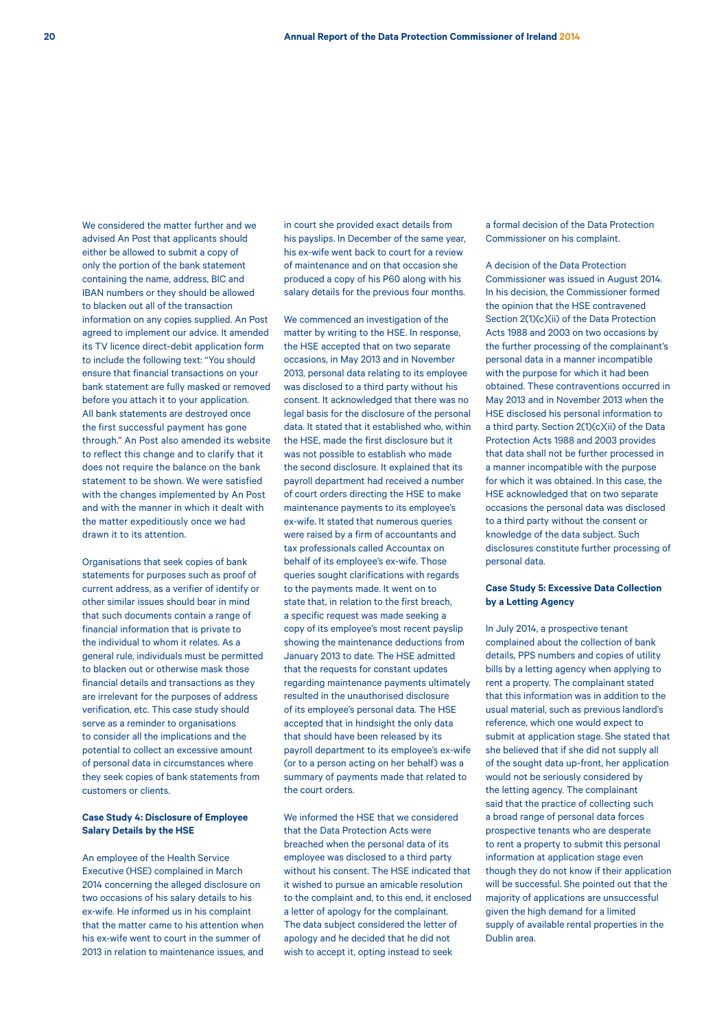We considered the matter further and we advised An Post that applicants should either be allowed to submit a copy of only the portion of the bank statement containing the name, address, BIC and IBAN numbers or they should be allowed to blacken out all of the transaction information on any copies supplied. An Post agreed to implement our advice. It amended its TV licence direct-debit application form to include the following text: "You should ensure that financial transactions on your bank statement are fully masked or removed before you attach it to your application. All bank statements are destroyed once the first successful payment has gone through." An Post also amended its website to reflect this change and to clarify that it does not require the balance on the bank statement to be shown. We were satisfied with the changes implemented by An Post and with the manner in which it dealt with the matter expeditiously once we had drawn it to its attention.

Organisations that seek copies of bank statements for purposes such as proof of current address, as a verifier of identify or other similar issues should bear in mind that such documents contain a range of financial information that is private to the individual to whom it relates. As a general rule, individuals must be permitted to blacken out or otherwise mask those financial details and transactions as they are irrelevant for the purposes of address verification, etc. This case study should serve as a reminder to organisations to consider all the implications and the potential to collect an excessive amount of personal data in circumstances where they seek copies of bank statements from customers or clients.

**Case Study 4: Disclosure of Employee Salary Details by the HSE**

An employee of the Health Service Executive (HSE) complained in March 2014 concerning the alleged disclosure on two occasions of his salary details to his ex-wife. He informed us in his complaint that the matter came to his attention when his ex-wife went to court in the summer of 2013 in relation to maintenance issues, and in court she provided exact details from his payslips. In December of the same year, his ex-wife went back to court for a review of maintenance and on that occasion she produced a copy of his P60 along with his salary details for the previous four months.

We commenced an investigation of the matter by writing to the HSE. In response, the HSE accepted that on two separate occasions, in May 2013 and in November 2013, personal data relating to its employee was disclosed to a third party without his consent. It acknowledged that there was no legal basis for the disclosure of the personal data. It stated that it established who, within the HSE, made the first disclosure but it was not possible to establish who made the second disclosure. It explained that its payroll department had received a number of court orders directing the HSE to make maintenance payments to its employee's ex-wife. It stated that numerous queries were raised by a firm of accountants and tax professionals called Accountax on behalf of its employee's ex-wife. Those queries sought clarifications with regards to the payments made. It went on to state that, in relation to the first breach, a specific request was made seeking a copy of its employee's most recent payslip showing the maintenance deductions from January 2013 to date. The HSE admitted that the requests for constant updates regarding maintenance payments ultimately resulted in the unauthorised disclosure of its employee's personal data. The HSE accepted that in hindsight the only data that should have been released by its payroll department to its employee's ex-wife (or to a person acting on her behalf) was a summary of payments made that related to the court orders.

We informed the HSE that we considered that the Data Protection Acts were breached when the personal data of its employee was disclosed to a third party without his consent. The HSE indicated that it wished to pursue an amicable resolution to the complaint and, to this end, it enclosed a letter of apology for the complainant. The data subject considered the letter of apology and he decided that he did not wish to accept it, opting instead to seek a formal decision of the Data Protection Commissioner on his complaint.

A decision of the Data Protection Commissioner was issued in August 2014. In his decision, the Commissioner formed the opinion that the HSE contravened Section 2(1)(c)(ii) of the Data Protection Acts 1988 and 2003 on two occasions by the further processing of the complainant's personal data in a manner incompatible with the purpose for which it had been obtained. These contraventions occurred in May 2013 and in November 2013 when the HSE disclosed his personal information to a third party. Section 2(1)(c)(ii) of the Data Protection Acts 1988 and 2003 provides that data shall not be further processed in a manner incompatible with the purpose for which it was obtained. In this case, the HSE acknowledged that on two separate occasions the personal data was disclosed to a third party without the consent or knowledge of the data subject. Such disclosures constitute further processing of personal data.

**Case Study 5: Excessive Data Collection by a Letting Agency**

In July 2014, a prospective tenant complained about the collection of bank details, PPS numbers and copies of utility bills by a letting agency when applying to rent a property. The complainant stated that this information was in addition to the usual material, such as previous landlord's reference, which one would expect to submit at application stage. She stated that she believed that if she did not supply all of the sought data up-front, her application would not be seriously considered by the letting agency. The complainant said that the practice of collecting such a broad range of personal data forces prospective tenants who are desperate to rent a property to submit this personal information at application stage even though they do not know if their application will be successful. She pointed out that the majority of applications are unsuccessful given the high demand for a limited supply of available rental properties in the Dublin area.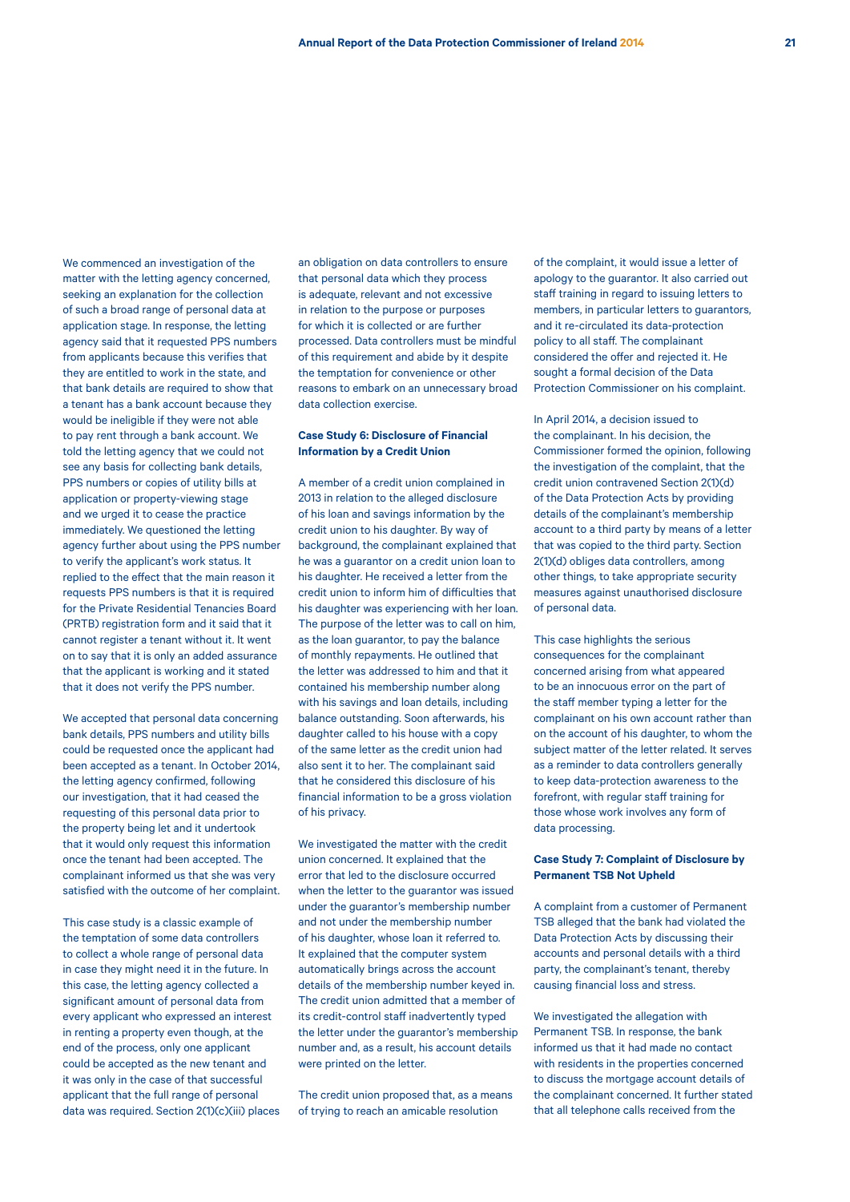We commenced an investigation of the matter with the letting agency concerned, seeking an explanation for the collection of such a broad range of personal data at application stage. In response, the letting agency said that it requested PPS numbers from applicants because this verifies that they are entitled to work in the state, and that bank details are required to show that a tenant has a bank account because they would be ineligible if they were not able to pay rent through a bank account. We told the letting agency that we could not see any basis for collecting bank details, PPS numbers or copies of utility bills at application or property-viewing stage and we urged it to cease the practice immediately. We questioned the letting agency further about using the PPS number to verify the applicant's work status. It replied to the effect that the main reason it requests PPS numbers is that it is required for the Private Residential Tenancies Board (PRTB) registration form and it said that it cannot register a tenant without it. It went on to say that it is only an added assurance that the applicant is working and it stated that it does not verify the PPS number.

We accepted that personal data concerning bank details, PPS numbers and utility bills could be requested once the applicant had been accepted as a tenant. In October 2014, the letting agency confirmed, following our investigation, that it had ceased the requesting of this personal data prior to the property being let and it undertook that it would only request this information once the tenant had been accepted. The complainant informed us that she was very satisfied with the outcome of her complaint.

This case study is a classic example of the temptation of some data controllers to collect a whole range of personal data in case they might need it in the future. In this case, the letting agency collected a significant amount of personal data from every applicant who expressed an interest in renting a property even though, at the end of the process, only one applicant could be accepted as the new tenant and it was only in the case of that successful applicant that the full range of personal data was required. Section 2(1)(c)(iii) places an obligation on data controllers to ensure that personal data which they process is adequate, relevant and not excessive in relation to the purpose or purposes for which it is collected or are further processed. Data controllers must be mindful of this requirement and abide by it despite the temptation for convenience or other reasons to embark on an unnecessary broad data collection exercise.

### Case Study 6: Disclosure of Financial Information by a Credit Union

A member of a credit union complained in 2013 in relation to the alleged disclosure of his loan and savings information by the credit union to his daughter. By way of background, the complainant explained that he was a guarantor on a credit union loan to his daughter. He received a letter from the credit union to inform him of difficulties that his daughter was experiencing with her loan. The purpose of the letter was to call on him, as the loan guarantor, to pay the balance of monthly repayments. He outlined that the letter was addressed to him and that it contained his membership number along with his savings and loan details, including balance outstanding. Soon afterwards, his daughter called to his house with a copy of the same letter as the credit union had also sent it to her. The complainant said that he considered this disclosure of his financial information to be a gross violation of his privacy.

We investigated the matter with the credit union concerned. It explained that the error that led to the disclosure occurred when the letter to the guarantor was issued under the guarantor's membership number and not under the membership number of his daughter, whose loan it referred to. It explained that the computer system automatically brings across the account details of the membership number keyed in. The credit union admitted that a member of its credit-control staff inadvertently typed the letter under the guarantor's membership number and, as a result, his account details were printed on the letter.

The credit union proposed that, as a means of trying to reach an amicable resolution of the complaint, it would issue a letter of apology to the guarantor. It also carried out staff training in regard to issuing letters to members, in particular letters to guarantors, and it re-circulated its data-protection policy to all staff. The complainant considered the offer and rejected it. He sought a formal decision of the Data Protection Commissioner on his complaint.

In April 2014, a decision issued to the complainant. In his decision, the Commissioner formed the opinion, following the investigation of the complaint, that the credit union contravened Section 2(1)(d) of the Data Protection Acts by providing details of the complainant's membership account to a third party by means of a letter that was copied to the third party. Section 2(1)(d) obliges data controllers, among other things, to take appropriate security measures against unauthorised disclosure of personal data.

This case highlights the serious consequences for the complainant concerned arising from what appeared to be an innocuous error on the part of the staff member typing a letter for the complainant on his own account rather than on the account of his daughter, to whom the subject matter of the letter related. It serves as a reminder to data controllers generally to keep data-protection awareness to the forefront, with regular staff training for those whose work involves any form of data processing.

### Case Study 7: Complaint of Disclosure by Permanent TSB Not Upheld

A complaint from a customer of Permanent TSB alleged that the bank had violated the Data Protection Acts by discussing their accounts and personal details with a third party, the complainant's tenant, thereby causing financial loss and stress.

We investigated the allegation with Permanent TSB. In response, the bank informed us that it had made no contact with residents in the properties concerned to discuss the mortgage account details of the complainant concerned. It further stated that all telephone calls received from the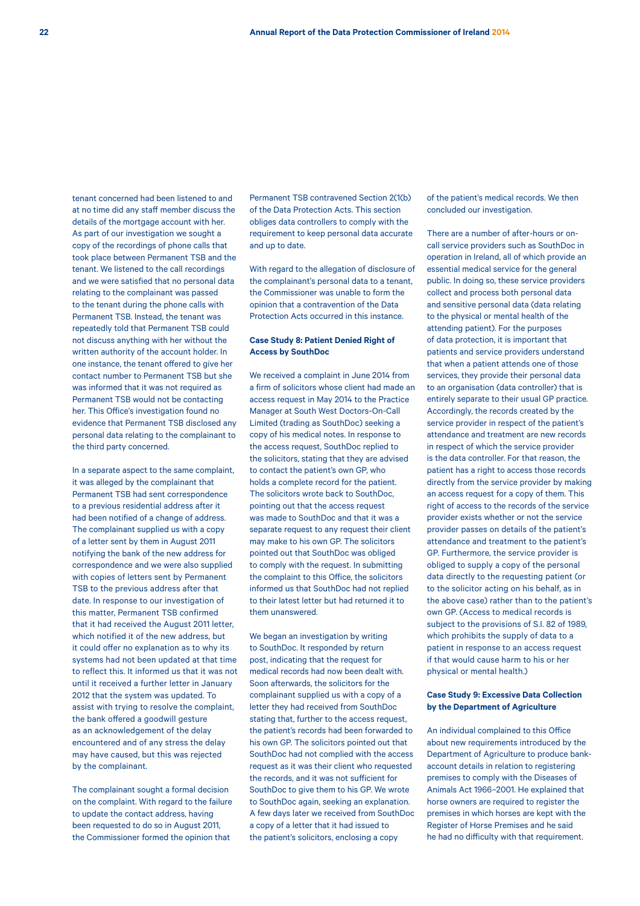tenant concerned had been listened to and at no time did any staff member discuss the details of the mortgage account with her. As part of our investigation we sought a copy of the recordings of phone calls that took place between Permanent TSB and the tenant. We listened to the call recordings and we were satisfied that no personal data relating to the complainant was passed to the tenant during the phone calls with Permanent TSB. Instead, the tenant was repeatedly told that Permanent TSB could not discuss anything with her without the written authority of the account holder. In one instance, the tenant offered to give her contact number to Permanent TSB but she was informed that it was not required as Permanent TSB would not be contacting her. This Office's investigation found no evidence that Permanent TSB disclosed any personal data relating to the complainant to the third party concerned.

In a separate aspect to the same complaint, it was alleged by the complainant that Permanent TSB had sent correspondence to a previous residential address after it had been notified of a change of address. The complainant supplied us with a copy of a letter sent by them in August 2011 notifying the bank of the new address for correspondence and we were also supplied with copies of letters sent by Permanent TSB to the previous address after that date. In response to our investigation of this matter, Permanent TSB confirmed that it had received the August 2011 letter, which notified it of the new address, but it could offer no explanation as to why its systems had not been updated at that time to reflect this. It informed us that it was not until it received a further letter in January 2012 that the system was updated. To assist with trying to resolve the complaint, the bank offered a goodwill gesture as an acknowledgement of the delay encountered and of any stress the delay may have caused, but this was rejected by the complainant.

The complainant sought a formal decision on the complaint. With regard to the failure to update the contact address, having been requested to do so in August 2011, the Commissioner formed the opinion that Permanent TSB contravened Section 2(1(b) of the Data Protection Acts. This section obliges data controllers to comply with the requirement to keep personal data accurate and up to date.

With regard to the allegation of disclosure of the complainant's personal data to a tenant, the Commissioner was unable to form the opinion that a contravention of the Data Protection Acts occurred in this instance.

### Case Study 8: Patient Denied Right of Access by SouthDoc

We received a complaint in June 2014 from a firm of solicitors whose client had made an access request in May 2014 to the Practice Manager at South West Doctors-On-Call Limited (trading as SouthDoc) seeking a copy of his medical notes. In response to the access request, SouthDoc replied to the solicitors, stating that they are advised to contact the patient's own GP, who holds a complete record for the patient. The solicitors wrote back to SouthDoc, pointing out that the access request was made to SouthDoc and that it was a separate request to any request their client may make to his own GP. The solicitors pointed out that SouthDoc was obliged to comply with the request. In submitting the complaint to this Office, the solicitors informed us that SouthDoc had not replied to their latest letter but had returned it to them unanswered.

We began an investigation by writing to SouthDoc. It responded by return post, indicating that the request for medical records had now been dealt with. Soon afterwards, the solicitors for the complainant supplied us with a copy of a letter they had received from SouthDoc stating that, further to the access request, the patient's records had been forwarded to his own GP. The solicitors pointed out that SouthDoc had not complied with the access request as it was their client who requested the records, and it was not sufficient for SouthDoc to give them to his GP. We wrote to SouthDoc again, seeking an explanation. A few days later we received from SouthDoc a copy of a letter that it had issued to the patient's solicitors, enclosing a copy of the patient's medical records. We then concluded our investigation.

There are a number of after-hours or on-call service providers such as SouthDoc in operation in Ireland, all of which provide an essential medical service for the general public. In doing so, these service providers collect and process both personal data and sensitive personal data (data relating to the physical or mental health of the attending patient). For the purposes of data protection, it is important that patients and service providers understand that when a patient attends one of those services, they provide their personal data to an organisation (data controller) that is entirely separate to their usual GP practice. Accordingly, the records created by the service provider in respect of the patient's attendance and treatment are new records in respect of which the service provider is the data controller. For that reason, the patient has a right to access those records directly from the service provider by making an access request for a copy of them. This right of access to the records of the service provider exists whether or not the service provider passes on details of the patient's attendance and treatment to the patient's GP. Furthermore, the service provider is obliged to supply a copy of the personal data directly to the requesting patient (or to the solicitor acting on his behalf, as in the above case) rather than to the patient's own GP. (Access to medical records is subject to the provisions of S.I. 82 of 1989, which prohibits the supply of data to a patient in response to an access request if that would cause harm to his or her physical or mental health.)

### Case Study 9: Excessive Data Collection by the Department of Agriculture

An individual complained to this Office about new requirements introduced by the Department of Agriculture to produce bank-account details in relation to registering premises to comply with the Diseases of Animals Act 1966–2001. He explained that horse owners are required to register the premises in which horses are kept with the Register of Horse Premises and he said he had no difficulty with that requirement.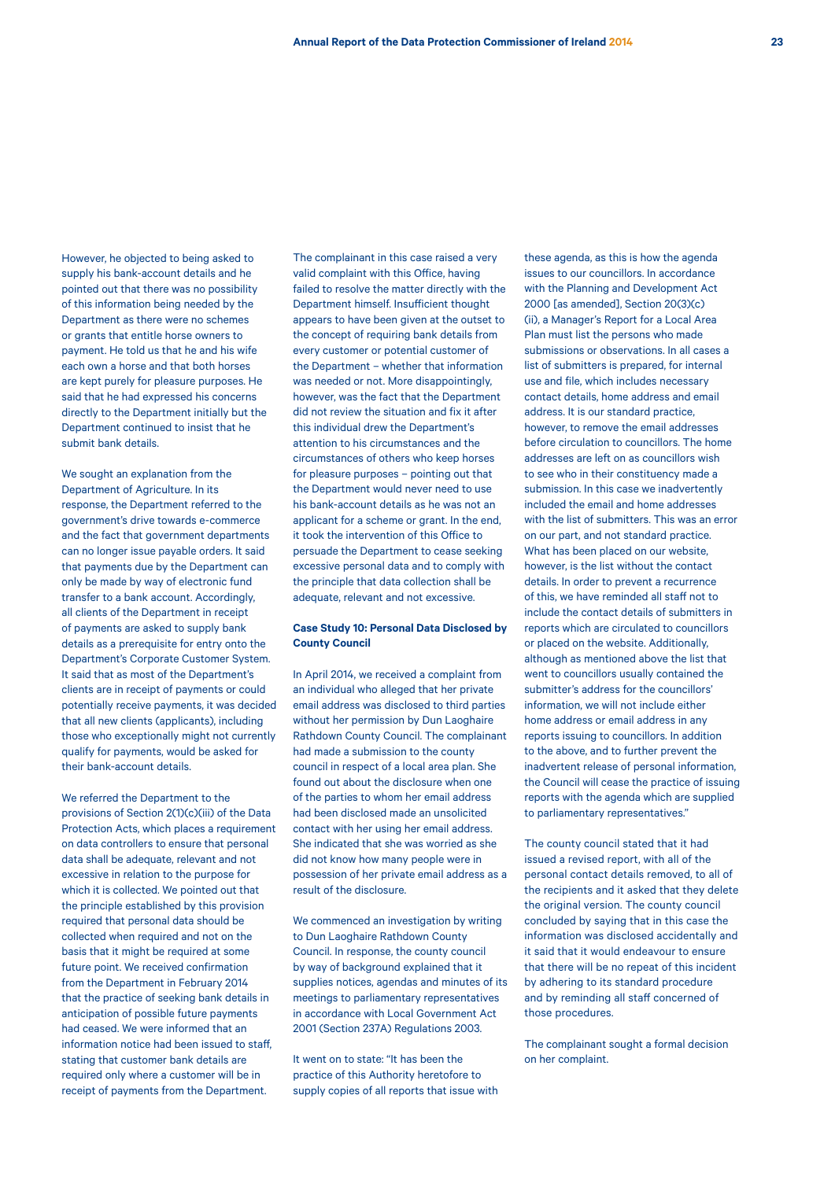However, he objected to being asked to supply his bank-account details and he pointed out that there was no possibility of this information being needed by the Department as there were no schemes or grants that entitle horse owners to payment. He told us that he and his wife each own a horse and that both horses are kept purely for pleasure purposes. He said that he had expressed his concerns directly to the Department initially but the Department continued to insist that he submit bank details.

We sought an explanation from the Department of Agriculture. In its response, the Department referred to the government's drive towards e-commerce and the fact that government departments can no longer issue payable orders. It said that payments due by the Department can only be made by way of electronic fund transfer to a bank account. Accordingly, all clients of the Department in receipt of payments are asked to supply bank details as a prerequisite for entry onto the Department's Corporate Customer System. It said that as most of the Department's clients are in receipt of payments or could potentially receive payments, it was decided that all new clients (applicants), including those who exceptionally might not currently qualify for payments, would be asked for their bank-account details.

We referred the Department to the provisions of Section 2(1)(c)(iii) of the Data Protection Acts, which places a requirement on data controllers to ensure that personal data shall be adequate, relevant and not excessive in relation to the purpose for which it is collected. We pointed out that the principle established by this provision required that personal data should be collected when required and not on the basis that it might be required at some future point. We received confirmation from the Department in February 2014 that the practice of seeking bank details in anticipation of possible future payments had ceased. We were informed that an information notice had been issued to staff, stating that customer bank details are required only where a customer will be in receipt of payments from the Department.

The complainant in this case raised a very valid complaint with this Office, having failed to resolve the matter directly with the Department himself. Insufficient thought appears to have been given at the outset to the concept of requiring bank details from every customer or potential customer of the Department – whether that information was needed or not. More disappointingly, however, was the fact that the Department did not review the situation and fix it after this individual drew the Department's attention to his circumstances and the circumstances of others who keep horses for pleasure purposes – pointing out that the Department would never need to use his bank-account details as he was not an applicant for a scheme or grant. In the end, it took the intervention of this Office to persuade the Department to cease seeking excessive personal data and to comply with the principle that data collection shall be adequate, relevant and not excessive.

### Case Study 10: Personal Data Disclosed by County Council

In April 2014, we received a complaint from an individual who alleged that her private email address was disclosed to third parties without her permission by Dun Laoghaire Rathdown County Council. The complainant had made a submission to the county council in respect of a local area plan. She found out about the disclosure when one of the parties to whom her email address had been disclosed made an unsolicited contact with her using her email address. She indicated that she was worried as she did not know how many people were in possession of her private email address as a result of the disclosure.

We commenced an investigation by writing to Dun Laoghaire Rathdown County Council. In response, the county council by way of background explained that it supplies notices, agendas and minutes of its meetings to parliamentary representatives in accordance with Local Government Act 2001 (Section 237A) Regulations 2003.

It went on to state: "It has been the practice of this Authority heretofore to supply copies of all reports that issue with these agenda, as this is how the agenda issues to our councillors. In accordance with the Planning and Development Act 2000 [as amended], Section 20(3)(c)(ii), a Manager's Report for a Local Area Plan must list the persons who made submissions or observations. In all cases a list of submitters is prepared, for internal use and file, which includes necessary contact details, home address and email address. It is our standard practice, however, to remove the email addresses before circulation to councillors. The home addresses are left on as councillors wish to see who in their constituency made a submission. In this case we inadvertently included the email and home addresses with the list of submitters. This was an error on our part, and not standard practice. What has been placed on our website, however, is the list without the contact details. In order to prevent a recurrence of this, we have reminded all staff not to include the contact details of submitters in reports which are circulated to councillors or placed on the website. Additionally, although as mentioned above the list that went to councillors usually contained the submitter's address for the councillors' information, we will not include either home address or email address in any reports issuing to councillors. In addition to the above, and to further prevent the inadvertent release of personal information, the Council will cease the practice of issuing reports with the agenda which are supplied to parliamentary representatives."

The county council stated that it had issued a revised report, with all of the personal contact details removed, to all of the recipients and it asked that they delete the original version. The county council concluded by saying that in this case the information was disclosed accidentally and it said that it would endeavour to ensure that there will be no repeat of this incident by adhering to its standard procedure and by reminding all staff concerned of those procedures.

The complainant sought a formal decision on her complaint.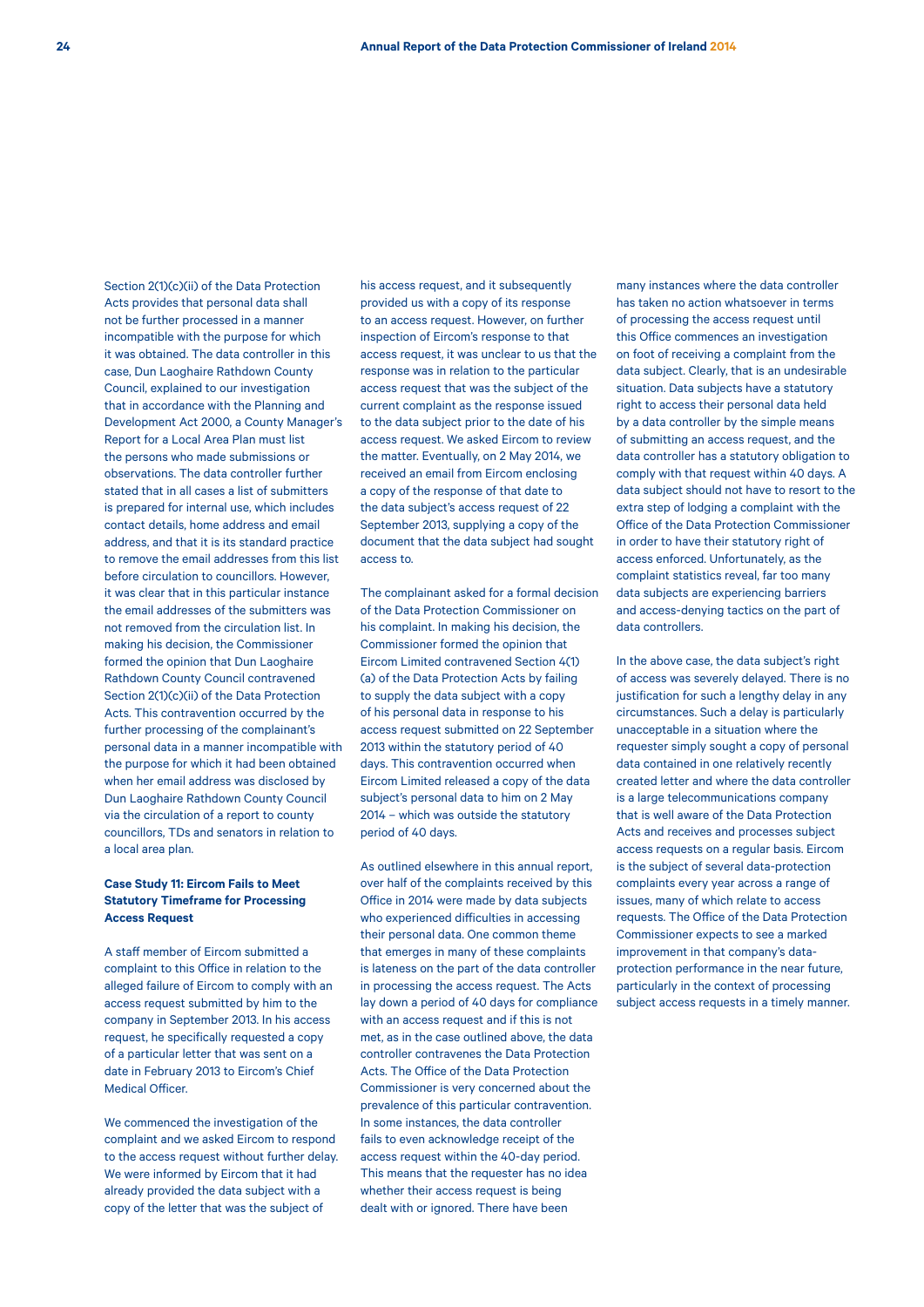Section 2(1)(c)(ii) of the Data Protection Acts provides that personal data shall not be further processed in a manner incompatible with the purpose for which it was obtained. The data controller in this case, Dun Laoghaire Rathdown County Council, explained to our investigation that in accordance with the Planning and Development Act 2000, a County Manager's Report for a Local Area Plan must list the persons who made submissions or observations. The data controller further stated that in all cases a list of submitters is prepared for internal use, which includes contact details, home address and email address, and that it is its standard practice to remove the email addresses from this list before circulation to councillors. However, it was clear that in this particular instance the email addresses of the submitters was not removed from the circulation list. In making his decision, the Commissioner formed the opinion that Dun Laoghaire Rathdown County Council contravened Section 2(1)(c)(ii) of the Data Protection Acts. This contravention occurred by the further processing of the complainant's personal data in a manner incompatible with the purpose for which it had been obtained when her email address was disclosed by Dun Laoghaire Rathdown County Council via the circulation of a report to county councillors, TDs and senators in relation to a local area plan.

### Case Study 11: Eircom Fails to Meet Statutory Timeframe for Processing Access Request

A staff member of Eircom submitted a complaint to this Office in relation to the alleged failure of Eircom to comply with an access request submitted by him to the company in September 2013. In his access request, he specifically requested a copy of a particular letter that was sent on a date in February 2013 to Eircom's Chief Medical Officer.

We commenced the investigation of the complaint and we asked Eircom to respond to the access request without further delay. We were informed by Eircom that it had already provided the data subject with a copy of the letter that was the subject of his access request, and it subsequently provided us with a copy of its response to an access request. However, on further inspection of Eircom's response to that access request, it was unclear to us that the response was in relation to the particular access request that was the subject of the current complaint as the response issued to the data subject prior to the date of his access request. We asked Eircom to review the matter. Eventually, on 2 May 2014, we received an email from Eircom enclosing a copy of the response of that date to the data subject's access request of 22 September 2013, supplying a copy of the document that the data subject had sought access to.

The complainant asked for a formal decision of the Data Protection Commissioner on his complaint. In making his decision, the Commissioner formed the opinion that Eircom Limited contravened Section 4(1)(a) of the Data Protection Acts by failing to supply the data subject with a copy of his personal data in response to his access request submitted on 22 September 2013 within the statutory period of 40 days. This contravention occurred when Eircom Limited released a copy of the data subject's personal data to him on 2 May 2014 – which was outside the statutory period of 40 days.

As outlined elsewhere in this annual report, over half of the complaints received by this Office in 2014 were made by data subjects who experienced difficulties in accessing their personal data. One common theme that emerges in many of these complaints is lateness on the part of the data controller in processing the access request. The Acts lay down a period of 40 days for compliance with an access request and if this is not met, as in the case outlined above, the data controller contravenes the Data Protection Acts. The Office of the Data Protection Commissioner is very concerned about the prevalence of this particular contravention. In some instances, the data controller fails to even acknowledge receipt of the access request within the 40-day period. This means that the requester has no idea whether their access request is being dealt with or ignored. There have been many instances where the data controller has taken no action whatsoever in terms of processing the access request until this Office commences an investigation on foot of receiving a complaint from the data subject. Clearly, that is an undesirable situation. Data subjects have a statutory right to access their personal data held by a data controller by the simple means of submitting an access request, and the data controller has a statutory obligation to comply with that request within 40 days. A data subject should not have to resort to the extra step of lodging a complaint with the Office of the Data Protection Commissioner in order to have their statutory right of access enforced. Unfortunately, as the complaint statistics reveal, far too many data subjects are experiencing barriers and access-denying tactics on the part of data controllers.

In the above case, the data subject's right of access was severely delayed. There is no justification for such a lengthy delay in any circumstances. Such a delay is particularly unacceptable in a situation where the requester simply sought a copy of personal data contained in one relatively recently created letter and where the data controller is a large telecommunications company that is well aware of the Data Protection Acts and receives and processes subject access requests on a regular basis. Eircom is the subject of several data-protection complaints every year across a range of issues, many of which relate to access requests. The Office of the Data Protection Commissioner expects to see a marked improvement in that company's data-protection performance in the near future, particularly in the context of processing subject access requests in a timely manner.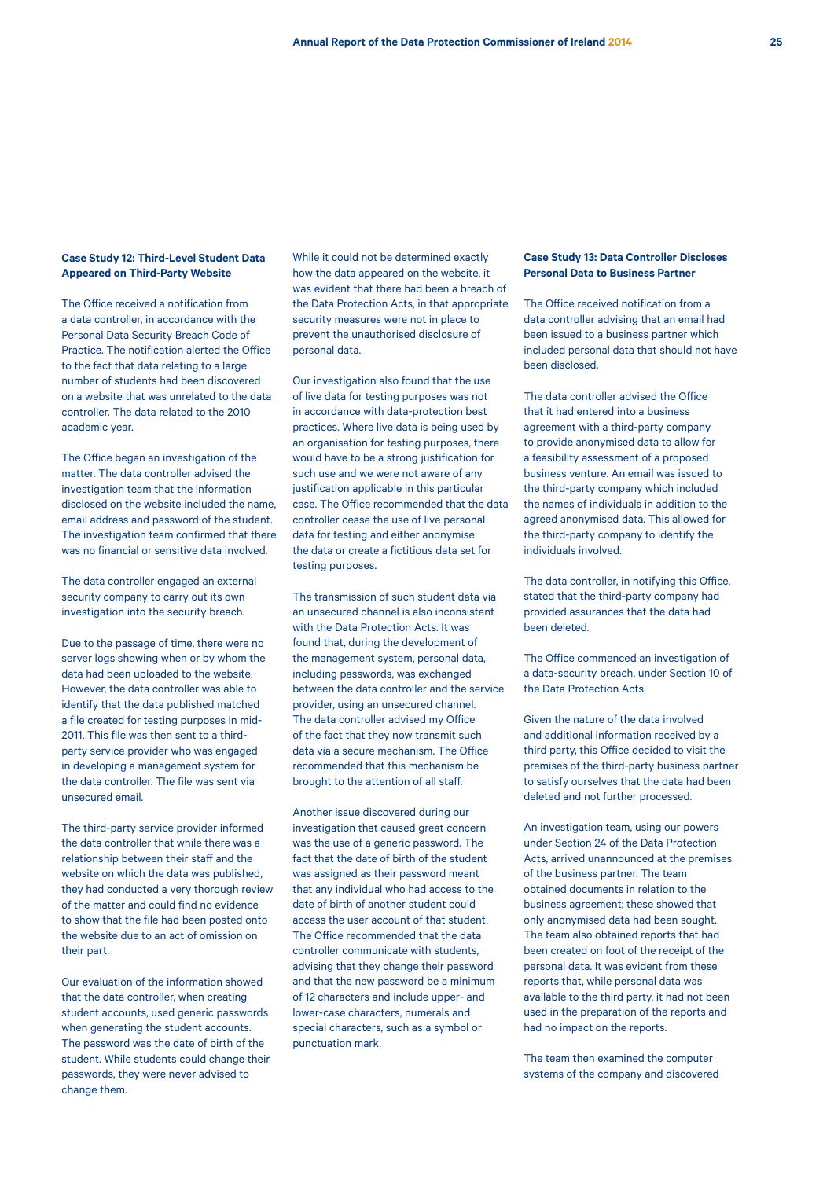### Case Study 12: Third-Level Student Data Appeared on Third-Party Website

The Office received a notification from a data controller, in accordance with the Personal Data Security Breach Code of Practice. The notification alerted the Office to the fact that data relating to a large number of students had been discovered on a website that was unrelated to the data controller. The data related to the 2010 academic year.

The Office began an investigation of the matter. The data controller advised the investigation team that the information disclosed on the website included the name, email address and password of the student. The investigation team confirmed that there was no financial or sensitive data involved.

The data controller engaged an external security company to carry out its own investigation into the security breach.

Due to the passage of time, there were no server logs showing when or by whom the data had been uploaded to the website. However, the data controller was able to identify that the data published matched a file created for testing purposes in mid-2011. This file was then sent to a third-party service provider who was engaged in developing a management system for the data controller. The file was sent via unsecured email.

The third-party service provider informed the data controller that while there was a relationship between their staff and the website on which the data was published, they had conducted a very thorough review of the matter and could find no evidence to show that the file had been posted onto the website due to an act of omission on their part.

Our evaluation of the information showed that the data controller, when creating student accounts, used generic passwords when generating the student accounts. The password was the date of birth of the student. While students could change their passwords, they were never advised to change them.

While it could not be determined exactly how the data appeared on the website, it was evident that there had been a breach of the Data Protection Acts, in that appropriate security measures were not in place to prevent the unauthorised disclosure of personal data.

Our investigation also found that the use of live data for testing purposes was not in accordance with data-protection best practices. Where live data is being used by an organisation for testing purposes, there would have to be a strong justification for such use and we were not aware of any justification applicable in this particular case. The Office recommended that the data controller cease the use of live personal data for testing and either anonymise the data or create a fictitious data set for testing purposes.

The transmission of such student data via an unsecured channel is also inconsistent with the Data Protection Acts. It was found that, during the development of the management system, personal data, including passwords, was exchanged between the data controller and the service provider, using an unsecured channel. The data controller advised my Office of the fact that they now transmit such data via a secure mechanism. The Office recommended that this mechanism be brought to the attention of all staff.

Another issue discovered during our investigation that caused great concern was the use of a generic password. The fact that the date of birth of the student was assigned as their password meant that any individual who had access to the date of birth of another student could access the user account of that student. The Office recommended that the data controller communicate with students, advising that they change their password and that the new password be a minimum of 12 characters and include upper- and lower-case characters, numerals and special characters, such as a symbol or punctuation mark.

### Case Study 13: Data Controller Discloses Personal Data to Business Partner

The Office received notification from a data controller advising that an email had been issued to a business partner which included personal data that should not have been disclosed.

The data controller advised the Office that it had entered into a business agreement with a third-party company to provide anonymised data to allow for a feasibility assessment of a proposed business venture. An email was issued to the third-party company which included the names of individuals in addition to the agreed anonymised data. This allowed for the third-party company to identify the individuals involved.

The data controller, in notifying this Office, stated that the third-party company had provided assurances that the data had been deleted.

The Office commenced an investigation of a data-security breach, under Section 10 of the Data Protection Acts.

Given the nature of the data involved and additional information received by a third party, this Office decided to visit the premises of the third-party business partner to satisfy ourselves that the data had been deleted and not further processed.

An investigation team, using our powers under Section 24 of the Data Protection Acts, arrived unannounced at the premises of the business partner. The team obtained documents in relation to the business agreement; these showed that only anonymised data had been sought. The team also obtained reports that had been created on foot of the receipt of the personal data. It was evident from these reports that, while personal data was available to the third party, it had not been used in the preparation of the reports and had no impact on the reports.

The team then examined the computer systems of the company and discovered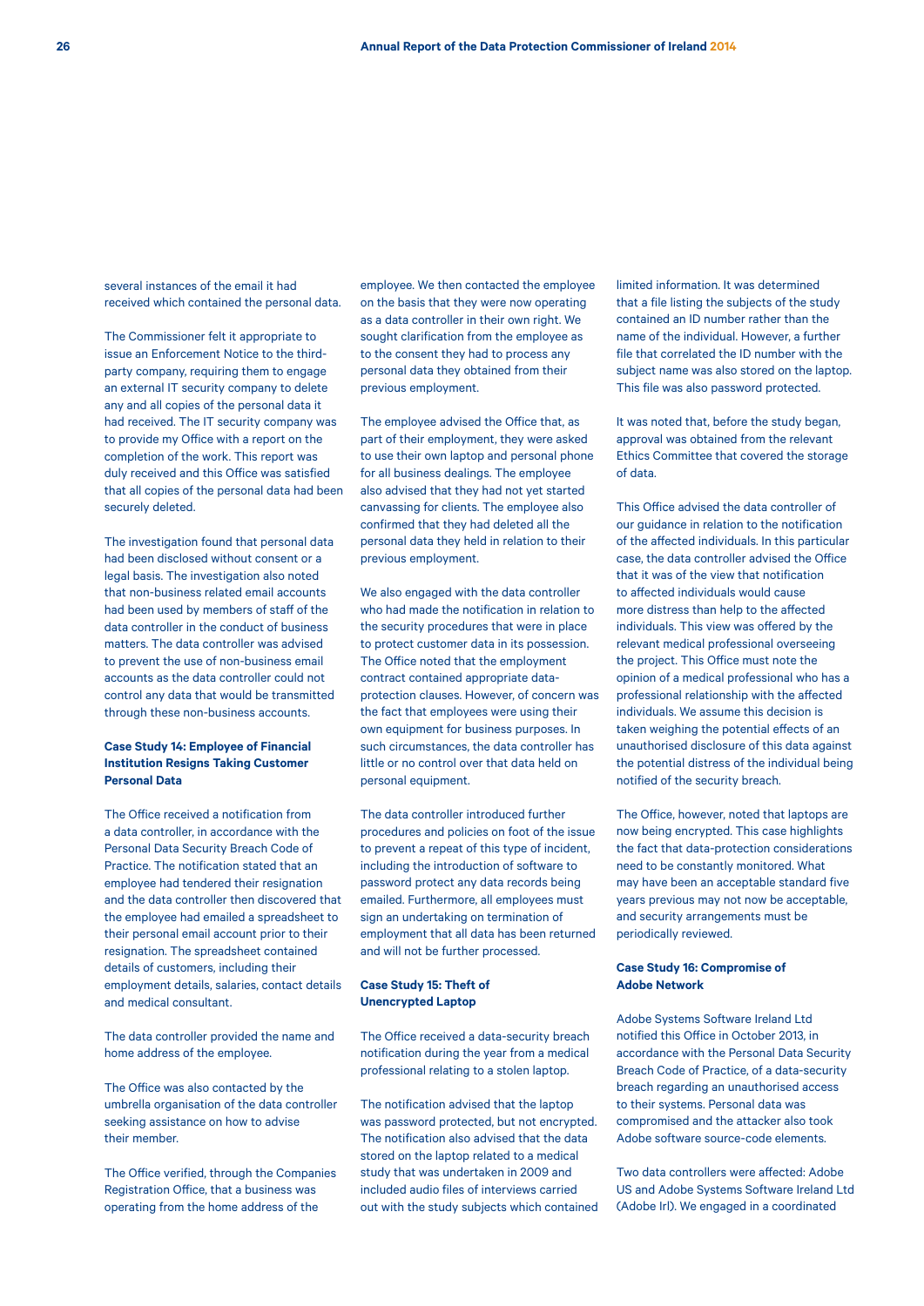several instances of the email it had received which contained the personal data.

The Commissioner felt it appropriate to issue an Enforcement Notice to the third-party company, requiring them to engage an external IT security company to delete any and all copies of the personal data it had received. The IT security company was to provide my Office with a report on the completion of the work. This report was duly received and this Office was satisfied that all copies of the personal data had been securely deleted.

The investigation found that personal data had been disclosed without consent or a legal basis. The investigation also noted that non-business related email accounts had been used by members of staff of the data controller in the conduct of business matters. The data controller was advised to prevent the use of non-business email accounts as the data controller could not control any data that would be transmitted through these non-business accounts.

### Case Study 14: Employee of Financial Institution Resigns Taking Customer Personal Data

The Office received a notification from a data controller, in accordance with the Personal Data Security Breach Code of Practice. The notification stated that an employee had tendered their resignation and the data controller then discovered that the employee had emailed a spreadsheet to their personal email account prior to their resignation. The spreadsheet contained details of customers, including their employment details, salaries, contact details and medical consultant.

The data controller provided the name and home address of the employee.

The Office was also contacted by the umbrella organisation of the data controller seeking assistance on how to advise their member.

The Office verified, through the Companies Registration Office, that a business was operating from the home address of the employee. We then contacted the employee on the basis that they were now operating as a data controller in their own right. We sought clarification from the employee as to the consent they had to process any personal data they obtained from their previous employment.

The employee advised the Office that, as part of their employment, they were asked to use their own laptop and personal phone for all business dealings. The employee also advised that they had not yet started canvassing for clients. The employee also confirmed that they had deleted all the personal data they held in relation to their previous employment.

We also engaged with the data controller who had made the notification in relation to the security procedures that were in place to protect customer data in its possession. The Office noted that the employment contract contained appropriate data-protection clauses. However, of concern was the fact that employees were using their own equipment for business purposes. In such circumstances, the data controller has little or no control over that data held on personal equipment.

The data controller introduced further procedures and policies on foot of the issue to prevent a repeat of this type of incident, including the introduction of software to password protect any data records being emailed. Furthermore, all employees must sign an undertaking on termination of employment that all data has been returned and will not be further processed.

### Case Study 15: Theft of Unencrypted Laptop

The Office received a data-security breach notification during the year from a medical professional relating to a stolen laptop.

The notification advised that the laptop was password protected, but not encrypted. The notification also advised that the data stored on the laptop related to a medical study that was undertaken in 2009 and included audio files of interviews carried out with the study subjects which contained limited information. It was determined that a file listing the subjects of the study contained an ID number rather than the name of the individual. However, a further file that correlated the ID number with the subject name was also stored on the laptop. This file was also password protected.

It was noted that, before the study began, approval was obtained from the relevant Ethics Committee that covered the storage of data.

This Office advised the data controller of our guidance in relation to the notification of the affected individuals. In this particular case, the data controller advised the Office that it was of the view that notification to affected individuals would cause more distress than help to the affected individuals. This view was offered by the relevant medical professional overseeing the project. This Office must note the opinion of a medical professional who has a professional relationship with the affected individuals. We assume this decision is taken weighing the potential effects of an unauthorised disclosure of this data against the potential distress of the individual being notified of the security breach.

The Office, however, noted that laptops are now being encrypted. This case highlights the fact that data-protection considerations need to be constantly monitored. What may have been an acceptable standard five years previous may not now be acceptable, and security arrangements must be periodically reviewed.

### Case Study 16: Compromise of Adobe Network

Adobe Systems Software Ireland Ltd notified this Office in October 2013, in accordance with the Personal Data Security Breach Code of Practice, of a data-security breach regarding an unauthorised access to their systems. Personal data was compromised and the attacker also took Adobe software source-code elements.

Two data controllers were affected: Adobe US and Adobe Systems Software Ireland Ltd (Adobe Irl). We engaged in a coordinated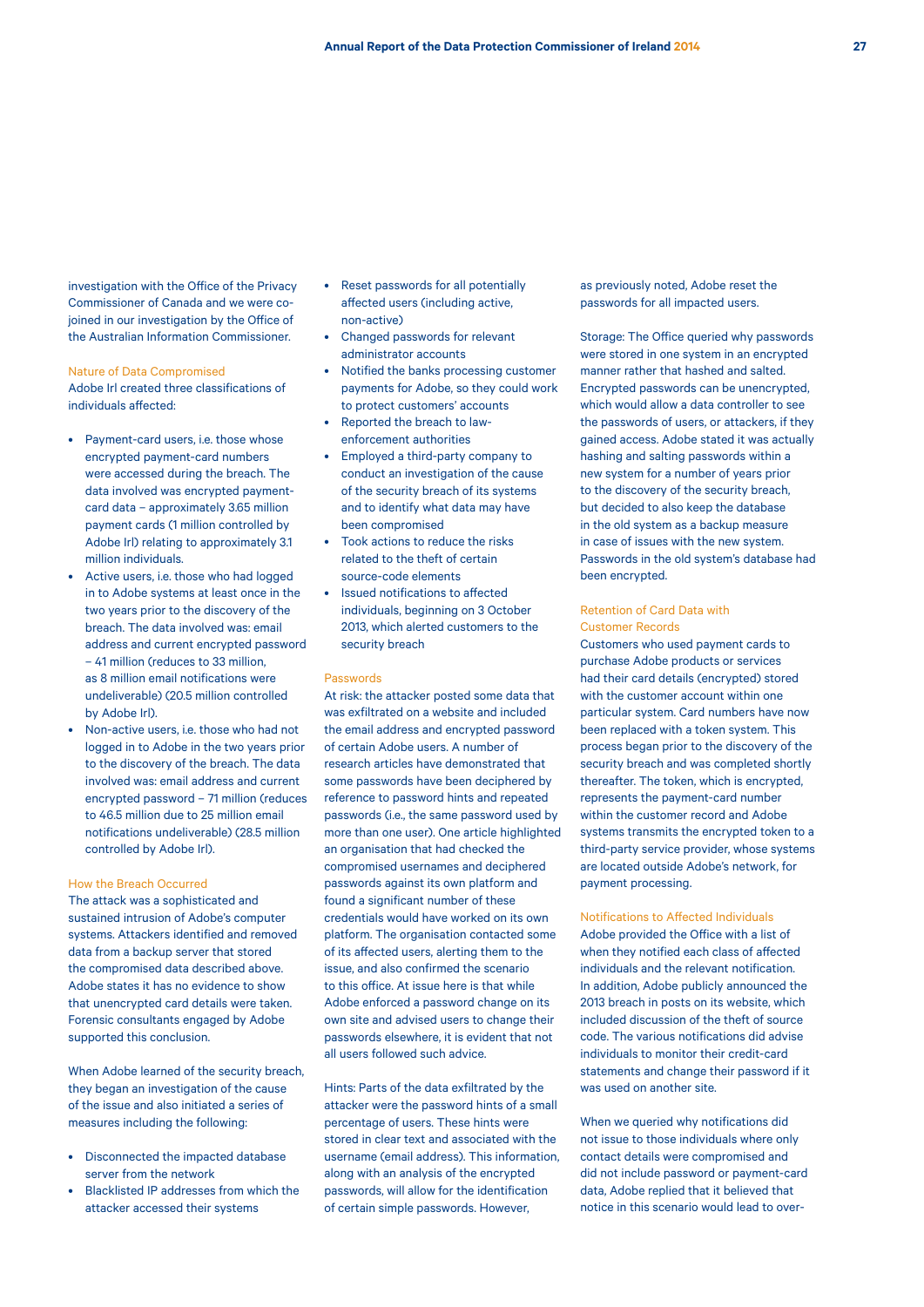investigation with the Office of the Privacy Commissioner of Canada and we were co-joined in our investigation by the Office of the Australian Information Commissioner.

### Nature of Data Compromised

Adobe Irl created three classifications of individuals affected:

- Payment-card users, i.e. those whose encrypted payment-card numbers were accessed during the breach. The data involved was encrypted payment-card data – approximately 3.65 million payment cards (1 million controlled by Adobe Irl) relating to approximately 3.1 million individuals.
- Active users, i.e. those who had logged in to Adobe systems at least once in the two years prior to the discovery of the breach. The data involved was: email address and current encrypted password – 41 million (reduces to 33 million, as 8 million email notifications were undeliverable) (20.5 million controlled by Adobe Irl).
- Non-active users, i.e. those who had not logged in to Adobe in the two years prior to the discovery of the breach. The data involved was: email address and current encrypted password – 71 million (reduces to 46.5 million due to 25 million email notifications undeliverable) (28.5 million controlled by Adobe Irl).

### How the Breach Occurred

The attack was a sophisticated and sustained intrusion of Adobe's computer systems. Attackers identified and removed data from a backup server that stored the compromised data described above. Adobe states it has no evidence to show that unencrypted card details were taken. Forensic consultants engaged by Adobe supported this conclusion.

When Adobe learned of the security breach, they began an investigation of the cause of the issue and also initiated a series of measures including the following:

- Disconnected the impacted database server from the network
- Blacklisted IP addresses from which the attacker accessed their systems
- Reset passwords for all potentially affected users (including active, non-active)
- Changed passwords for relevant administrator accounts
- Notified the banks processing customer payments for Adobe, so they could work to protect customers' accounts
- Reported the breach to law-enforcement authorities
- Employed a third-party company to conduct an investigation of the cause of the security breach of its systems and to identify what data may have been compromised
- Took actions to reduce the risks related to the theft of certain source-code elements
- Issued notifications to affected individuals, beginning on 3 October 2013, which alerted customers to the security breach

### Passwords

At risk: the attacker posted some data that was exfiltrated on a website and included the email address and encrypted password of certain Adobe users. A number of research articles have demonstrated that some passwords have been deciphered by reference to password hints and repeated passwords (i.e., the same password used by more than one user). One article highlighted an organisation that had checked the compromised usernames and deciphered passwords against its own platform and found a significant number of these credentials would have worked on its own platform. The organisation contacted some of its affected users, alerting them to the issue, and also confirmed the scenario to this office. At issue here is that while Adobe enforced a password change on its own site and advised users to change their passwords elsewhere, it is evident that not all users followed such advice.

Hints: Parts of the data exfiltrated by the attacker were the password hints of a small percentage of users. These hints were stored in clear text and associated with the username (email address). This information, along with an analysis of the encrypted passwords, will allow for the identification of certain simple passwords. However, as previously noted, Adobe reset the passwords for all impacted users.

Storage: The Office queried why passwords were stored in one system in an encrypted manner rather than hashed and salted. Encrypted passwords can be unencrypted, which would allow a data controller to see the passwords of users, or attackers, if they gained access. Adobe stated it was actually hashing and salting passwords within a new system for a number of years prior to the discovery of the security breach, but decided to also keep the database in the old system as a backup measure in case of issues with the new system. Passwords in the old system's database had been encrypted.

### Retention of Card Data with Customer Records

Customers who used payment cards to purchase Adobe products or services had their card details (encrypted) stored with the customer account within one particular system. Card numbers have now been replaced with a token system. This process began prior to the discovery of the security breach and was completed shortly thereafter. The token, which is encrypted, represents the payment-card number within the customer record and Adobe systems transmits the encrypted token to a third-party service provider, whose systems are located outside Adobe's network, for payment processing.

### Notifications to Affected Individuals

Adobe provided the Office with a list of when they notified each class of affected individuals and the relevant notification. In addition, Adobe publicly announced the 2013 breach in posts on its website, which included discussion of the theft of source code. The various notifications did advise individuals to monitor their credit-card statements and change their password if it was used on another site.

When we queried why notifications did not issue to those individuals where only contact details were compromised and did not include password or payment-card data, Adobe replied that it believed that notice in this scenario would lead to over-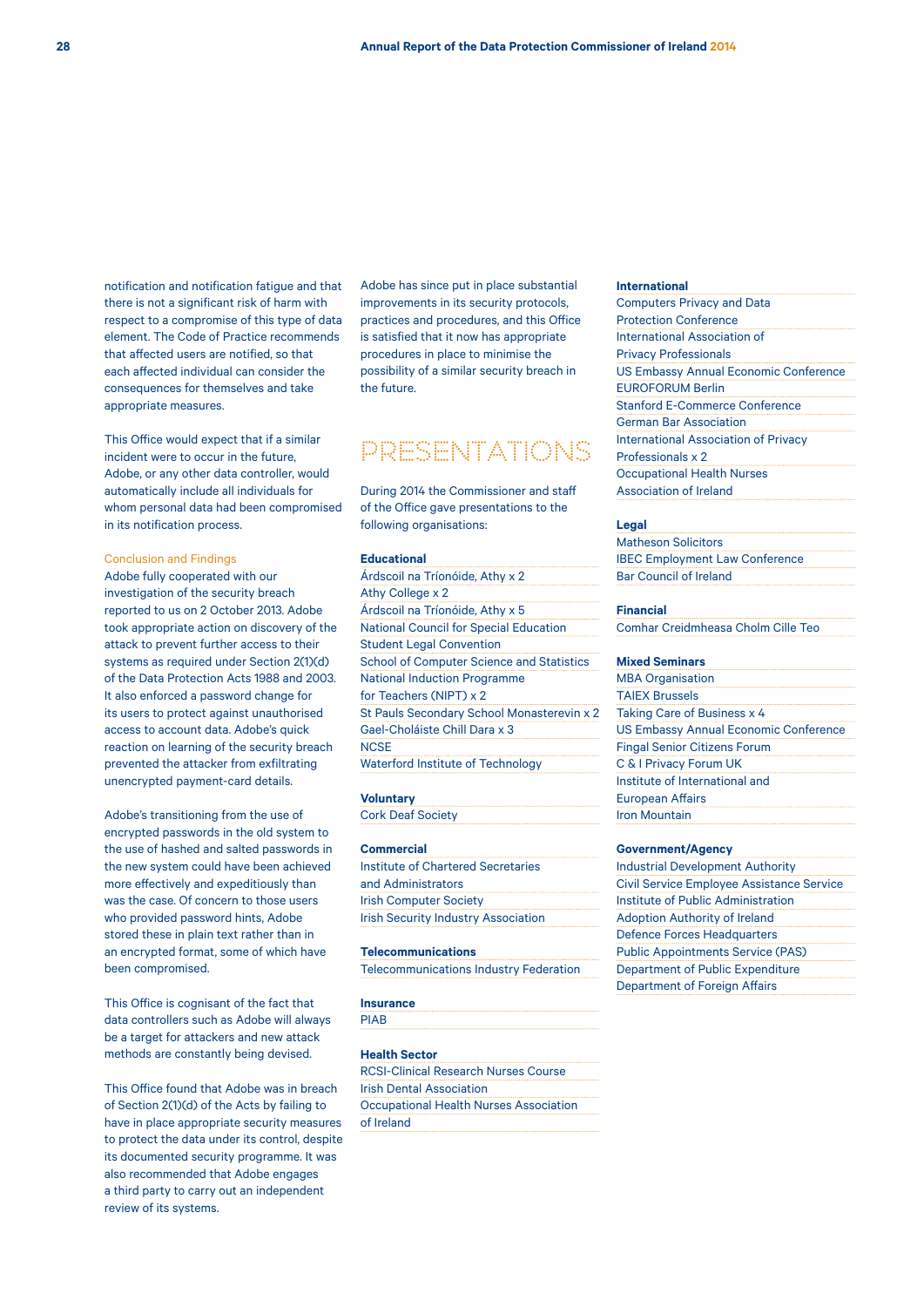notification and notification fatigue and that there is not a significant risk of harm with respect to a compromise of this type of data element. The Code of Practice recommends that affected users are notified, so that each affected individual can consider the consequences for themselves and take appropriate measures.

This Office would expect that if a similar incident were to occur in the future, Adobe, or any other data controller, would automatically include all individuals for whom personal data had been compromised in its notification process.

### Conclusion and Findings

Adobe fully cooperated with our investigation of the security breach reported to us on 2 October 2013. Adobe took appropriate action on discovery of the attack to prevent further access to their systems as required under Section 2(1)(d) of the Data Protection Acts 1988 and 2003. It also enforced a password change for its users to protect against unauthorised access to account data. Adobe's quick reaction on learning of the security breach prevented the attacker from exfiltrating unencrypted payment-card details.

Adobe's transitioning from the use of encrypted passwords in the old system to the use of hashed and salted passwords in the new system could have been achieved more effectively and expeditiously than was the case. Of concern to those users who provided password hints, Adobe stored these in plain text rather than in an encrypted format, some of which have been compromised.

This Office is cognisant of the fact that data controllers such as Adobe will always be a target for attackers and new attack methods are constantly being devised.

This Office found that Adobe was in breach of Section 2(1)(d) of the Acts by failing to have in place appropriate security measures to protect the data under its control, despite its documented security programme. It was also recommended that Adobe engages a third party to carry out an independent review of its systems.

Adobe has since put in place substantial improvements in its security protocols, practices and procedures, and this Office is satisfied that it now has appropriate procedures in place to minimise the possibility of a similar security breach in the future.

# PRESENTATIONS

During 2014 the Commissioner and staff of the Office gave presentations to the following organisations:

**Educational**

- Árdscoil na Tríonóide, Athy x 2
- Athy College x 2
- Árdscoil na Tríonóide, Athy x 5
- National Council for Special Education
- Student Legal Convention
- School of Computer Science and Statistics
- National Induction Programme for Teachers (NIPT) x 2
- St Pauls Secondary School Monasterevin x 2
- Gael-Choláiste Chill Dara x 3
- NCSE
- Waterford Institute of Technology

**Voluntary**

- Cork Deaf Society

**Commercial**

- Institute of Chartered Secretaries and Administrators
- Irish Computer Society
- Irish Security Industry Association

**Telecommunications**

- Telecommunications Industry Federation

**Insurance**

- PIAB

**Health Sector**

- RCSI-Clinical Research Nurses Course
- Irish Dental Association
- Occupational Health Nurses Association of Ireland

**International**

- Computers Privacy and Data Protection Conference
- International Association of Privacy Professionals
- US Embassy Annual Economic Conference
- EUROFORUM Berlin
- Stanford E-Commerce Conference
- German Bar Association
- International Association of Privacy Professionals x 2
- Occupational Health Nurses Association of Ireland

**Legal**

- Matheson Solicitors
- IBEC Employment Law Conference
- Bar Council of Ireland

**Financial**

- Comhar Creidmheasa Cholm Cille Teo

**Mixed Seminars**

- MBA Organisation
- TAIEX Brussels
- Taking Care of Business x 4
- US Embassy Annual Economic Conference
- Fingal Senior Citizens Forum
- C & I Privacy Forum UK
- Institute of International and European Affairs
- Iron Mountain

**Government/Agency**

- Industrial Development Authority
- Civil Service Employee Assistance Service
- Institute of Public Administration
- Adoption Authority of Ireland
- Defence Forces Headquarters
- Public Appointments Service (PAS)
- Department of Public Expenditure
- Department of Foreign Affairs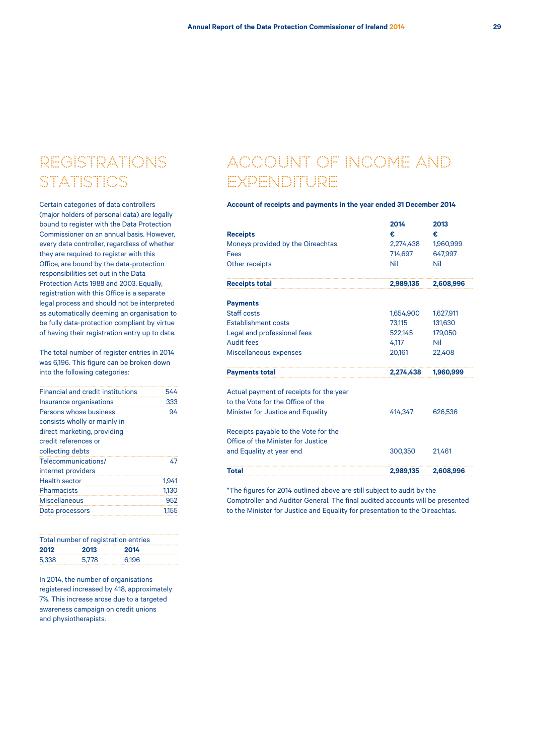## REGISTRATIONS STATISTICS

Certain categories of data controllers (major holders of personal data) are legally bound to register with the Data Protection Commissioner on an annual basis. However, every data controller, regardless of whether they are required to register with this Office, are bound by the data-protection responsibilities set out in the Data Protection Acts 1988 and 2003. Equally, registration with this Office is a separate legal process and should not be interpreted as automatically deeming an organisation to be fully data-protection compliant by virtue of having their registration entry up to date.

The total number of register entries in 2014 was 6,196. This figure can be broken down into the following categories:

| Category | Number |
|---|---|
| Financial and credit institutions | 544 |
| Insurance organisations | 333 |
| Persons whose business consists wholly or mainly in direct marketing, providing credit references or collecting debts | 94 |
| Telecommunications/ internet providers | 47 |
| Health sector | 1,941 |
| Pharmacists | 1,130 |
| Miscellaneous | 952 |
| Data processors | 1,155 |

Total number of registration entries

| 2012 | 2013 | 2014 |
|---|---|---|
| 5,338 | 5,778 | 6,196 |

In 2014, the number of organisations registered increased by 418, approximately 7%. This increase arose due to a targeted awareness campaign on credit unions and physiotherapists.

## ACCOUNT OF INCOME AND EXPENDITURE

**Account of receipts and payments in the year ended 31 December 2014**

| | **2014** | **2013** |
|---|---|---|
| **Receipts** | **€** | **€** |
| Moneys provided by the Oireachtas | 2,274,438 | 1,960,999 |
| Fees | 714,697 | 647,997 |
| Other receipts | Nil | Nil |
| **Receipts total** | **2,989,135** | **2,608,996** |
| **Payments** | | |
| Staff costs | 1,654,900 | 1,627,911 |
| Establishment costs | 73,115 | 131,630 |
| Legal and professional fees | 522,145 | 179,050 |
| Audit fees | 4,117 | Nil |
| Miscellaneous expenses | 20,161 | 22,408 |
| **Payments total** | **2,274,438** | **1,960,999** |
| Actual payment of receipts for the year to the Vote for the Office of the Minister for Justice and Equality | 414,347 | 626,536 |
| Receipts payable to the Vote for the Office of the Minister for Justice and Equality at year end | 300,350 | 21,461 |
| **Total** | **2,989,135** | **2,608,996** |

*The figures for 2014 outlined above are still subject to audit by the Comptroller and Auditor General. The final audited accounts will be presented to the Minister for Justice and Equality for presentation to the Oireachtas.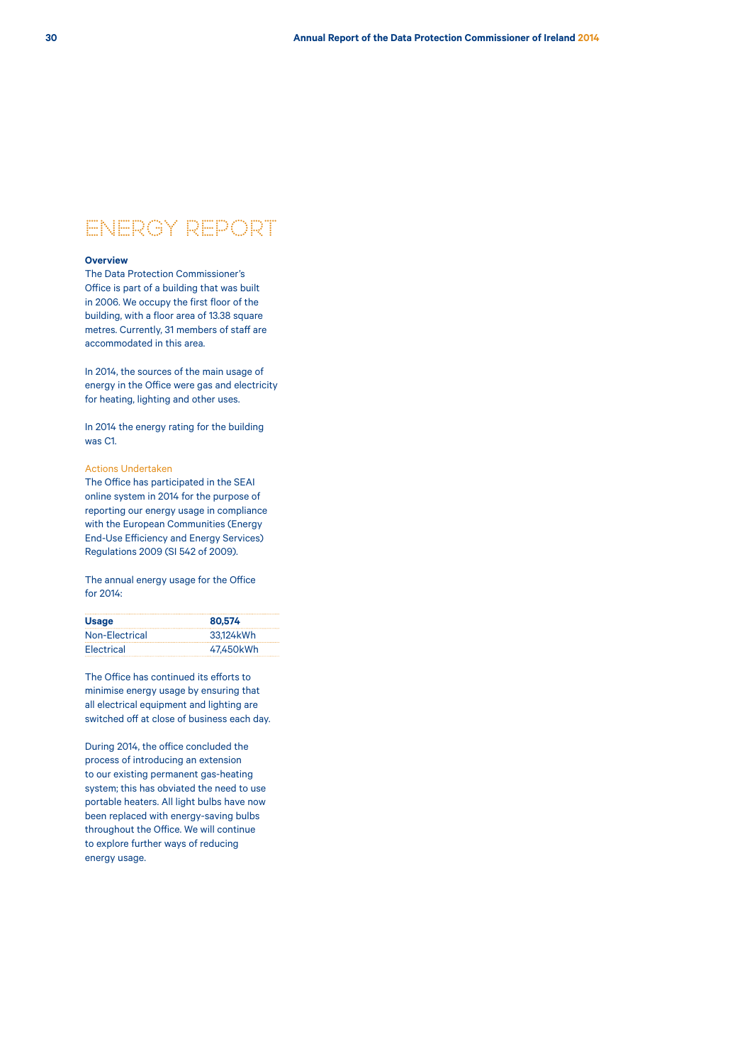# ENERGY REPORT

**Overview**

The Data Protection Commissioner's Office is part of a building that was built in 2006. We occupy the first floor of the building, with a floor area of 13.38 square metres. Currently, 31 members of staff are accommodated in this area.

In 2014, the sources of the main usage of energy in the Office were gas and electricity for heating, lighting and other uses.

In 2014 the energy rating for the building was C1.

### Actions Undertaken

The Office has participated in the SEAI online system in 2014 for the purpose of reporting our energy usage in compliance with the European Communities (Energy End-Use Efficiency and Energy Services) Regulations 2009 (SI 542 of 2009).

The annual energy usage for the Office for 2014:

| **Usage** | **80,574** |
| --- | --- |
| Non-Electrical | 33,124kWh |
| Electrical | 47,450kWh |

The Office has continued its efforts to minimise energy usage by ensuring that all electrical equipment and lighting are switched off at close of business each day.

During 2014, the office concluded the process of introducing an extension to our existing permanent gas-heating system; this has obviated the need to use portable heaters. All light bulbs have now been replaced with energy-saving bulbs throughout the Office. We will continue to explore further ways of reducing energy usage.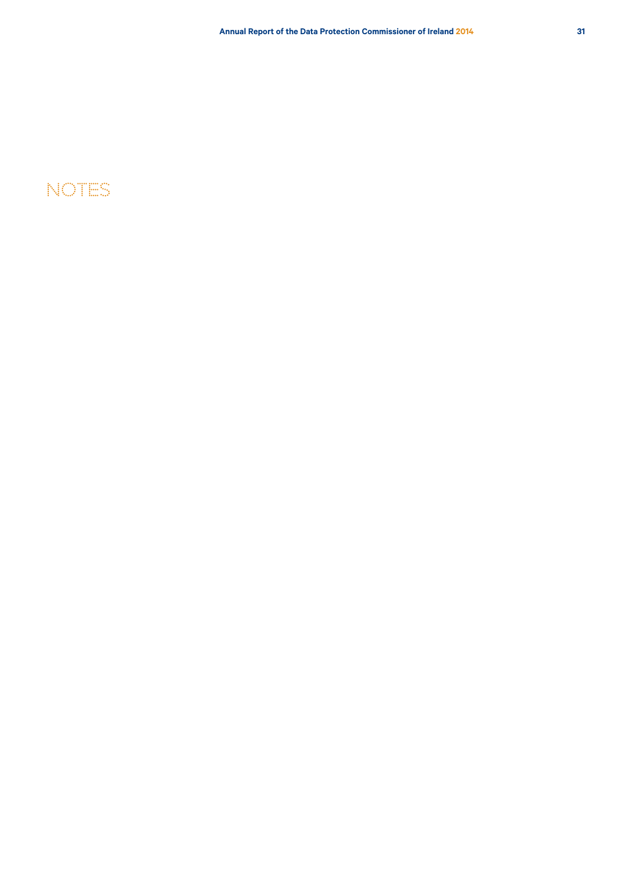# NOTES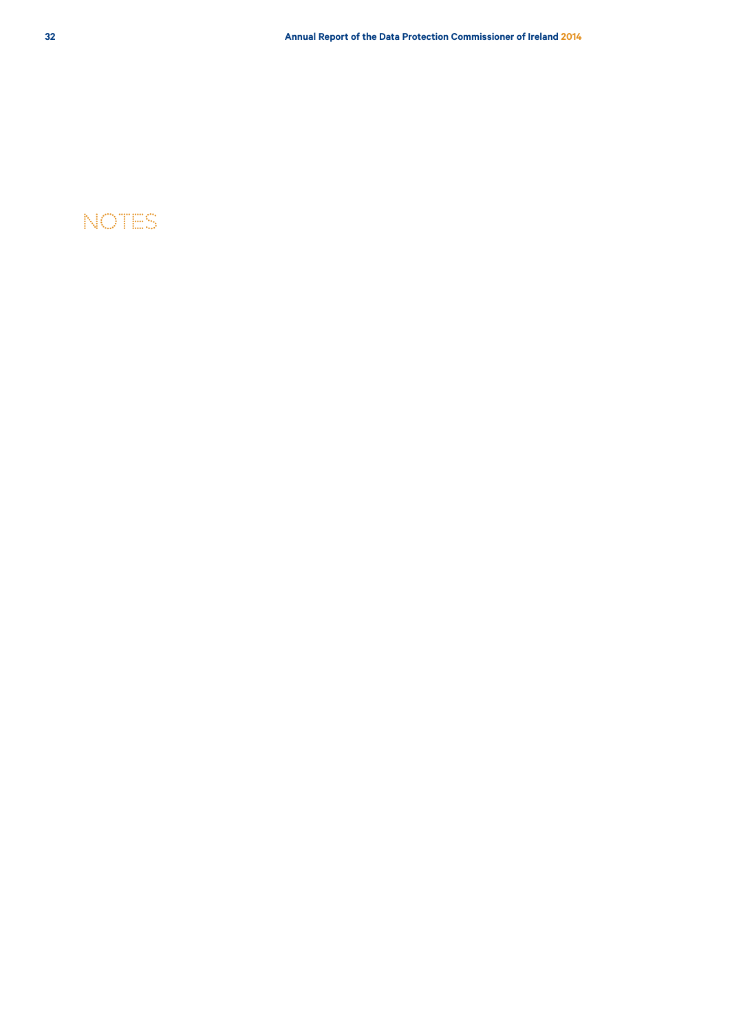# NOTES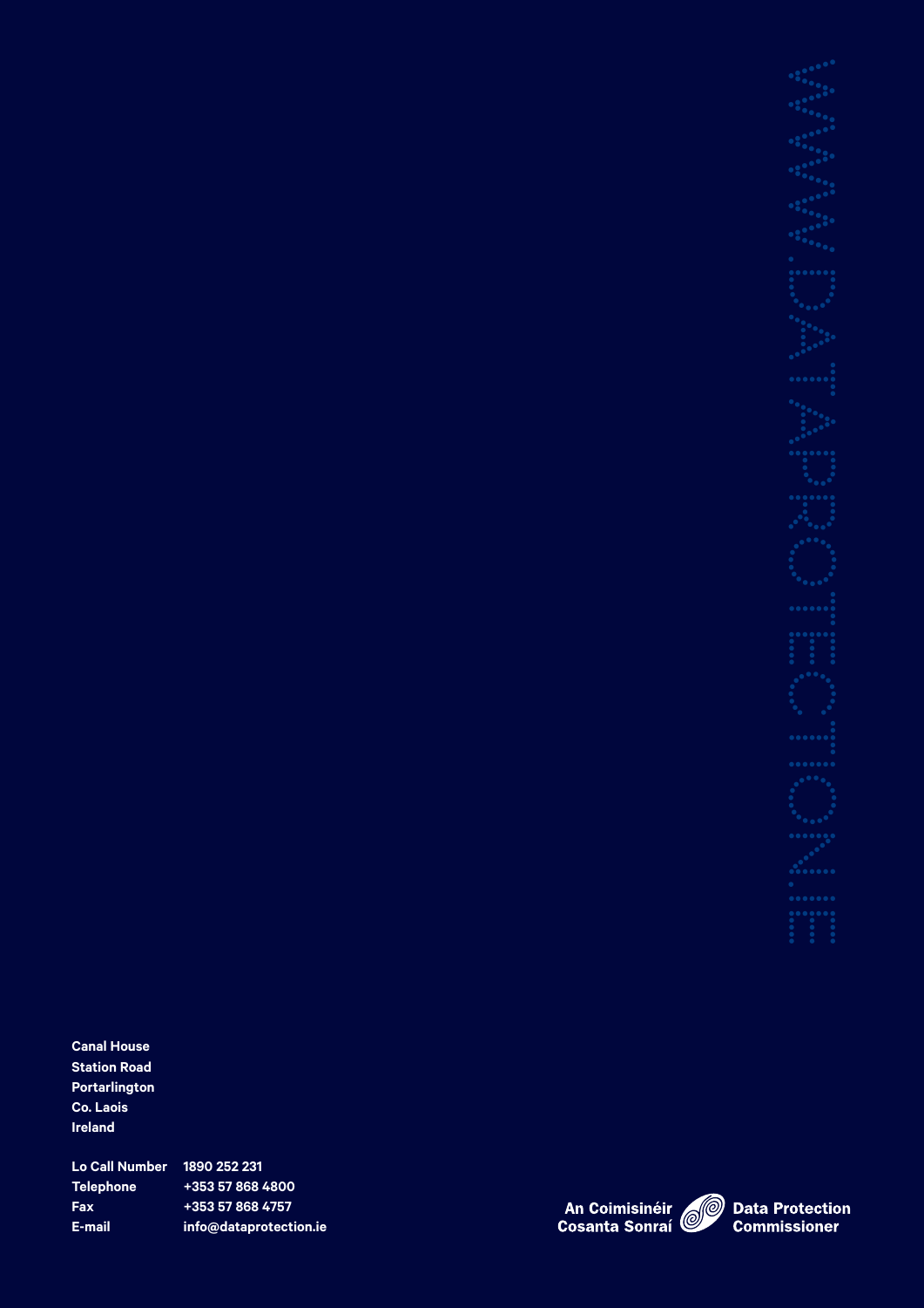WWW.DATAPROTECTION.IE

Canal House
Station Road
Portarlington
Co. Laois
Ireland

| | |
|---|---|
| Lo Call Number | 1890 252 231 |
| Telephone | +353 57 868 4800 |
| Fax | +353 57 868 4757 |
| E-mail | info@dataprotection.ie |

An Coimisinéir Cosanta Sonraí

Data Protection Commissioner